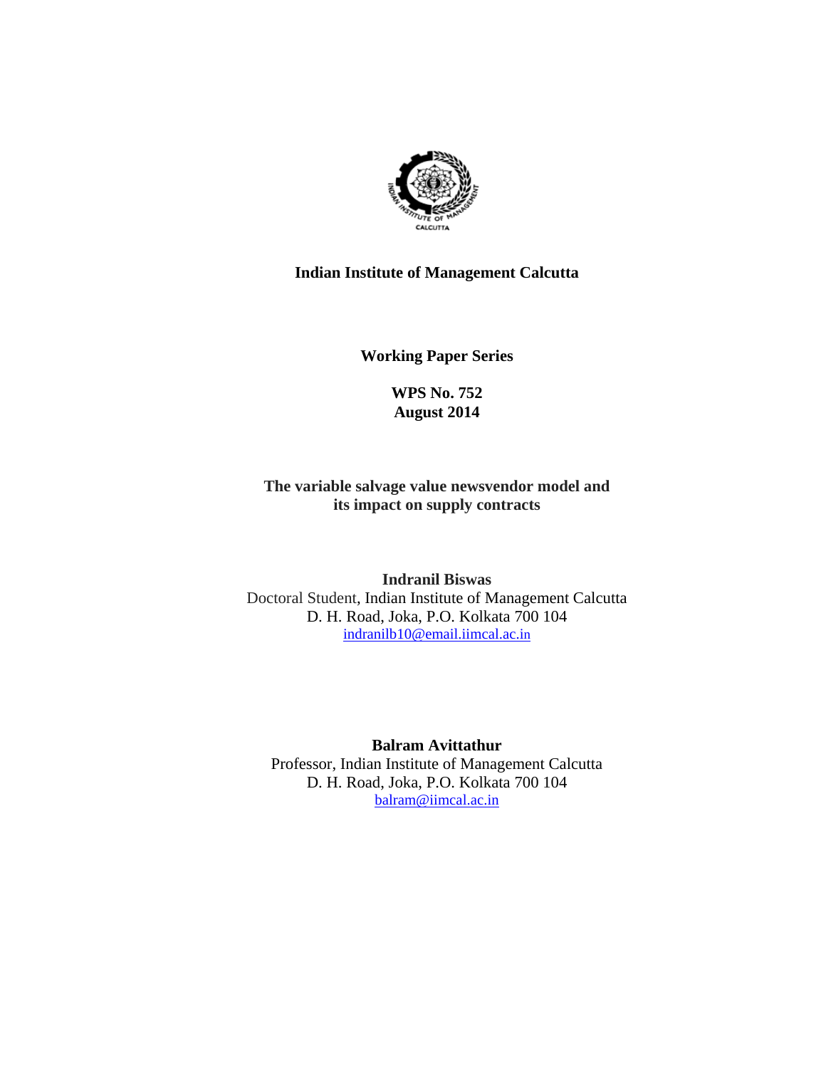**Indian Institute of Management Calcutta**

**Working Paper Series**

**WPS No. 752**
**August 2014**

# The variable salvage value newsvendor model and its impact on supply contracts

**Indranil Biswas**
Doctoral Student, Indian Institute of Management Calcutta
D. H. Road, Joka, P.O. Kolkata 700 104
indranilb10@email.iimcal.ac.in

**Balram Avittathur**
Professor, Indian Institute of Management Calcutta
D. H. Road, Joka, P.O. Kolkata 700 104
balram@iimcal.ac.in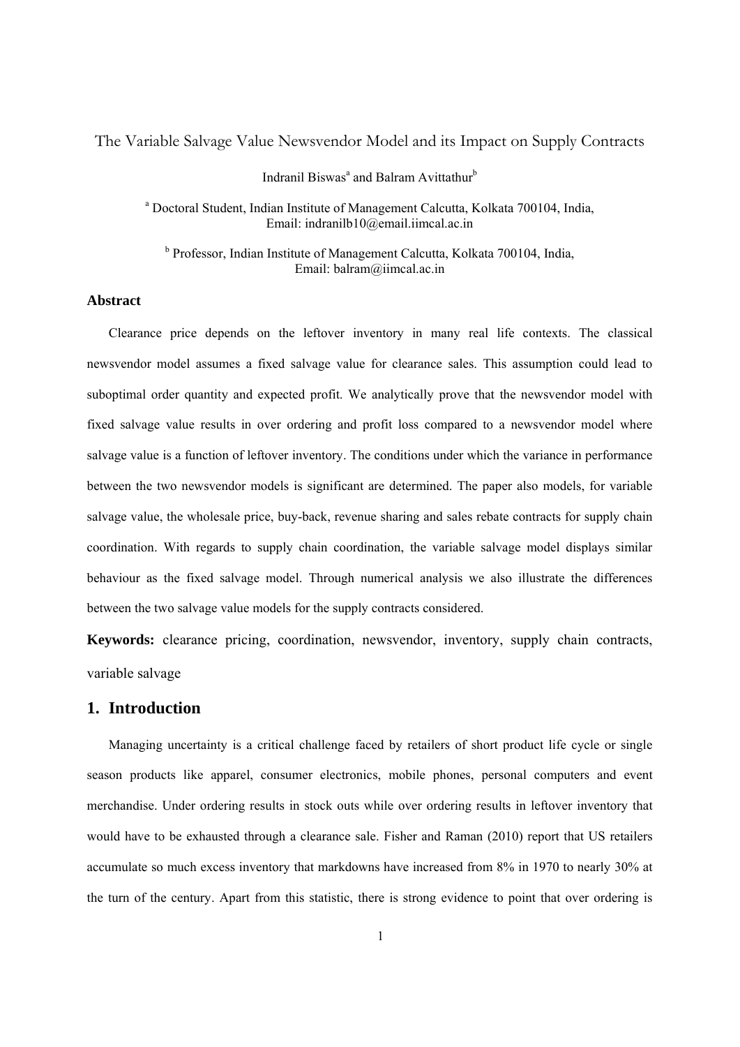The Variable Salvage Value Newsvendor Model and its Impact on Supply Contracts

Indranil Biswas[a] and Balram Avittathur[b]

[a] Doctoral Student, Indian Institute of Management Calcutta, Kolkata 700104, India, Email: indranilb10@email.iimcal.ac.in

[b] Professor, Indian Institute of Management Calcutta, Kolkata 700104, India, Email: balram@iimcal.ac.in

### Abstract

Clearance price depends on the leftover inventory in many real life contexts. The classical newsvendor model assumes a fixed salvage value for clearance sales. This assumption could lead to suboptimal order quantity and expected profit. We analytically prove that the newsvendor model with fixed salvage value results in over ordering and profit loss compared to a newsvendor model where salvage value is a function of leftover inventory. The conditions under which the variance in performance between the two newsvendor models is significant are determined. The paper also models, for variable salvage value, the wholesale price, buy-back, revenue sharing and sales rebate contracts for supply chain coordination. With regards to supply chain coordination, the variable salvage model displays similar behaviour as the fixed salvage model. Through numerical analysis we also illustrate the differences between the two salvage value models for the supply contracts considered.

**Keywords:** clearance pricing, coordination, newsvendor, inventory, supply chain contracts, variable salvage

## 1. Introduction

Managing uncertainty is a critical challenge faced by retailers of short product life cycle or single season products like apparel, consumer electronics, mobile phones, personal computers and event merchandise. Under ordering results in stock outs while over ordering results in leftover inventory that would have to be exhausted through a clearance sale. Fisher and Raman (2010) report that US retailers accumulate so much excess inventory that markdowns have increased from 8% in 1970 to nearly 30% at the turn of the century. Apart from this statistic, there is strong evidence to point that over ordering is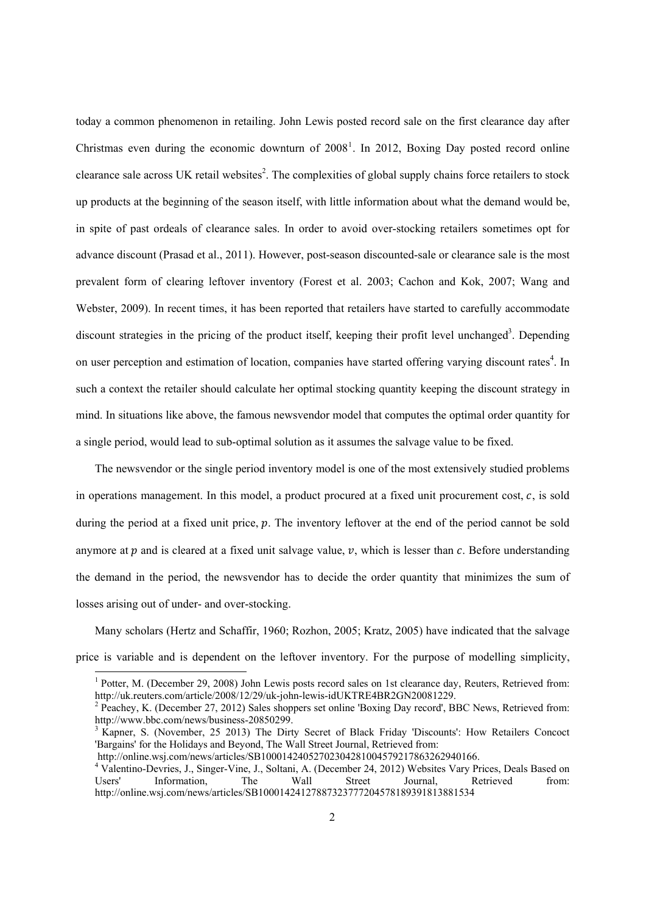today a common phenomenon in retailing. John Lewis posted record sale on the first clearance day after Christmas even during the economic downturn of 2008[1]. In 2012, Boxing Day posted record online clearance sale across UK retail websites[2]. The complexities of global supply chains force retailers to stock up products at the beginning of the season itself, with little information about what the demand would be, in spite of past ordeals of clearance sales. In order to avoid over-stocking retailers sometimes opt for advance discount (Prasad et al., 2011). However, post-season discounted-sale or clearance sale is the most prevalent form of clearing leftover inventory (Forest et al. 2003; Cachon and Kok, 2007; Wang and Webster, 2009). In recent times, it has been reported that retailers have started to carefully accommodate discount strategies in the pricing of the product itself, keeping their profit level unchanged[3]. Depending on user perception and estimation of location, companies have started offering varying discount rates[4]. In such a context the retailer should calculate her optimal stocking quantity keeping the discount strategy in mind. In situations like above, the famous newsvendor model that computes the optimal order quantity for a single period, would lead to sub-optimal solution as it assumes the salvage value to be fixed.

The newsvendor or the single period inventory model is one of the most extensively studied problems in operations management. In this model, a product procured at a fixed unit procurement cost, $c$, is sold during the period at a fixed unit price, $p$. The inventory leftover at the end of the period cannot be sold anymore at $p$ and is cleared at a fixed unit salvage value, $v$, which is lesser than $c$. Before understanding the demand in the period, the newsvendor has to decide the order quantity that minimizes the sum of losses arising out of under- and over-stocking.

Many scholars (Hertz and Schaffir, 1960; Rozhon, 2005; Kratz, 2005) have indicated that the salvage price is variable and is dependent on the leftover inventory. For the purpose of modelling simplicity,

---

[1] Potter, M. (December 29, 2008) John Lewis posts record sales on 1st clearance day, Reuters, Retrieved from: http://uk.reuters.com/article/2008/12/29/uk-john-lewis-idUKTRE4BR2GN20081229.

[2] Peachey, K. (December 27, 2012) Sales shoppers set online 'Boxing Day record', BBC News, Retrieved from: http://www.bbc.com/news/business-20850299.

[3] Kapner, S. (November, 25 2013) The Dirty Secret of Black Friday 'Discounts': How Retailers Concoct 'Bargains' for the Holidays and Beyond, The Wall Street Journal, Retrieved from: http://online.wsj.com/news/articles/SB10001424052702304281004579217863262940166.

[4] Valentino-Devries, J., Singer-Vine, J., Soltani, A. (December 24, 2012) Websites Vary Prices, Deals Based on Users' Information, The Wall Street Journal, Retrieved from: http://online.wsj.com/news/articles/SB10001424127887323777204578189391813881534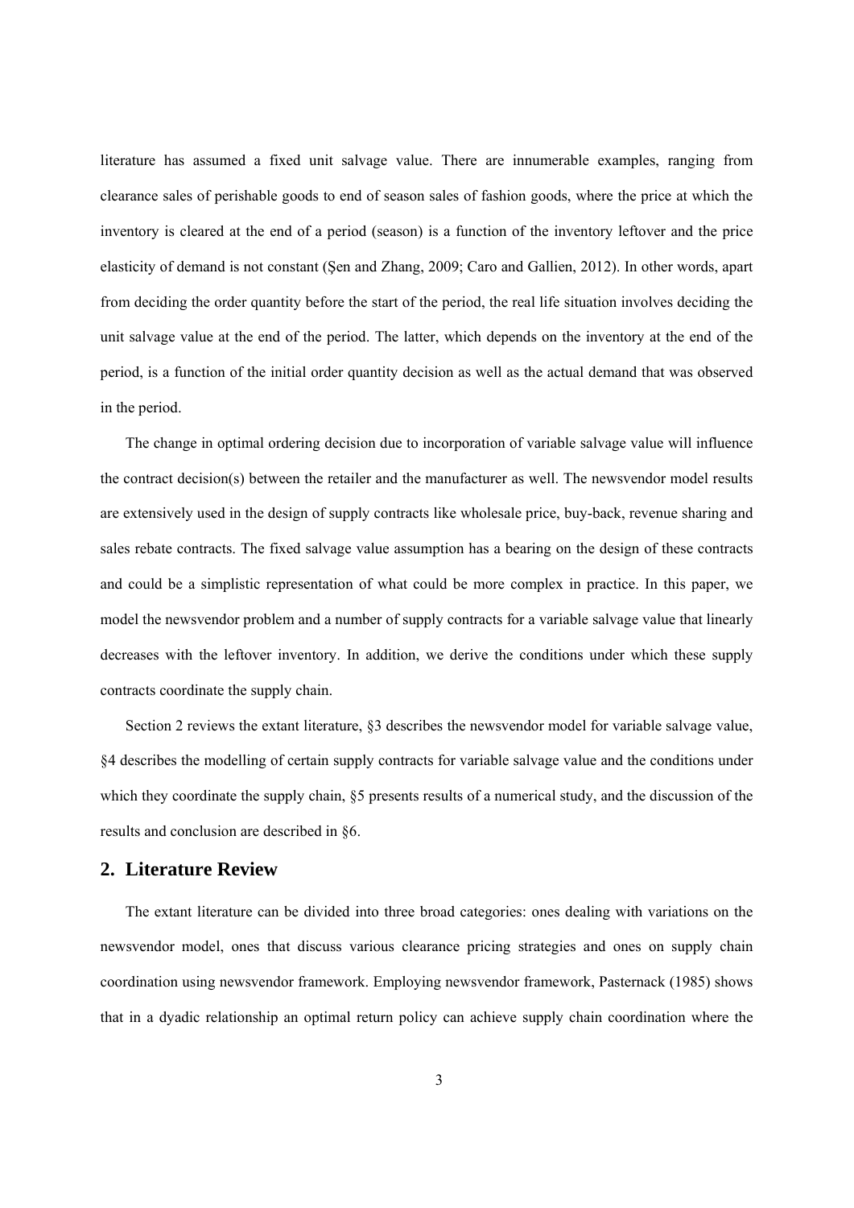literature has assumed a fixed unit salvage value. There are innumerable examples, ranging from clearance sales of perishable goods to end of season sales of fashion goods, where the price at which the inventory is cleared at the end of a period (season) is a function of the inventory leftover and the price elasticity of demand is not constant (Şen and Zhang, 2009; Caro and Gallien, 2012). In other words, apart from deciding the order quantity before the start of the period, the real life situation involves deciding the unit salvage value at the end of the period. The latter, which depends on the inventory at the end of the period, is a function of the initial order quantity decision as well as the actual demand that was observed in the period.

The change in optimal ordering decision due to incorporation of variable salvage value will influence the contract decision(s) between the retailer and the manufacturer as well. The newsvendor model results are extensively used in the design of supply contracts like wholesale price, buy-back, revenue sharing and sales rebate contracts. The fixed salvage value assumption has a bearing on the design of these contracts and could be a simplistic representation of what could be more complex in practice. In this paper, we model the newsvendor problem and a number of supply contracts for a variable salvage value that linearly decreases with the leftover inventory. In addition, we derive the conditions under which these supply contracts coordinate the supply chain.

Section 2 reviews the extant literature, §3 describes the newsvendor model for variable salvage value, §4 describes the modelling of certain supply contracts for variable salvage value and the conditions under which they coordinate the supply chain, §5 presents results of a numerical study, and the discussion of the results and conclusion are described in §6.

## 2. Literature Review

The extant literature can be divided into three broad categories: ones dealing with variations on the newsvendor model, ones that discuss various clearance pricing strategies and ones on supply chain coordination using newsvendor framework. Employing newsvendor framework, Pasternack (1985) shows that in a dyadic relationship an optimal return policy can achieve supply chain coordination where the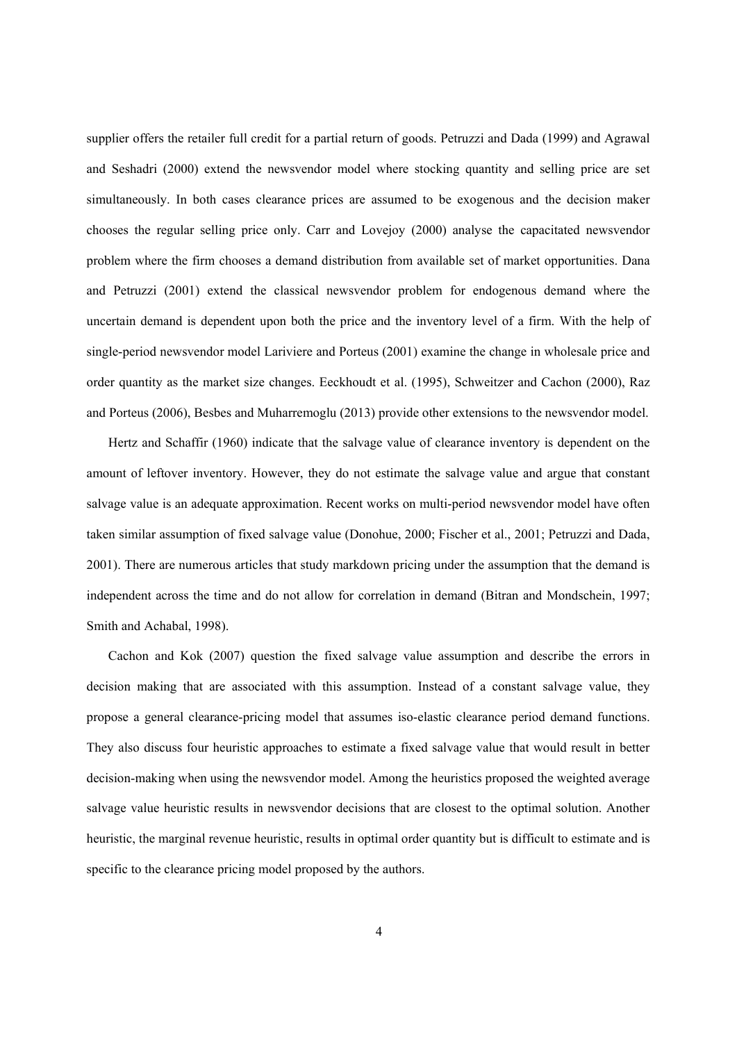supplier offers the retailer full credit for a partial return of goods. Petruzzi and Dada (1999) and Agrawal and Seshadri (2000) extend the newsvendor model where stocking quantity and selling price are set simultaneously. In both cases clearance prices are assumed to be exogenous and the decision maker chooses the regular selling price only. Carr and Lovejoy (2000) analyse the capacitated newsvendor problem where the firm chooses a demand distribution from available set of market opportunities. Dana and Petruzzi (2001) extend the classical newsvendor problem for endogenous demand where the uncertain demand is dependent upon both the price and the inventory level of a firm. With the help of single-period newsvendor model Lariviere and Porteus (2001) examine the change in wholesale price and order quantity as the market size changes. Eeckhoudt et al. (1995), Schweitzer and Cachon (2000), Raz and Porteus (2006), Besbes and Muharremoglu (2013) provide other extensions to the newsvendor model.

Hertz and Schaffir (1960) indicate that the salvage value of clearance inventory is dependent on the amount of leftover inventory. However, they do not estimate the salvage value and argue that constant salvage value is an adequate approximation. Recent works on multi-period newsvendor model have often taken similar assumption of fixed salvage value (Donohue, 2000; Fischer et al., 2001; Petruzzi and Dada, 2001). There are numerous articles that study markdown pricing under the assumption that the demand is independent across the time and do not allow for correlation in demand (Bitran and Mondschein, 1997; Smith and Achabal, 1998).

Cachon and Kok (2007) question the fixed salvage value assumption and describe the errors in decision making that are associated with this assumption. Instead of a constant salvage value, they propose a general clearance-pricing model that assumes iso-elastic clearance period demand functions. They also discuss four heuristic approaches to estimate a fixed salvage value that would result in better decision-making when using the newsvendor model. Among the heuristics proposed the weighted average salvage value heuristic results in newsvendor decisions that are closest to the optimal solution. Another heuristic, the marginal revenue heuristic, results in optimal order quantity but is difficult to estimate and is specific to the clearance pricing model proposed by the authors.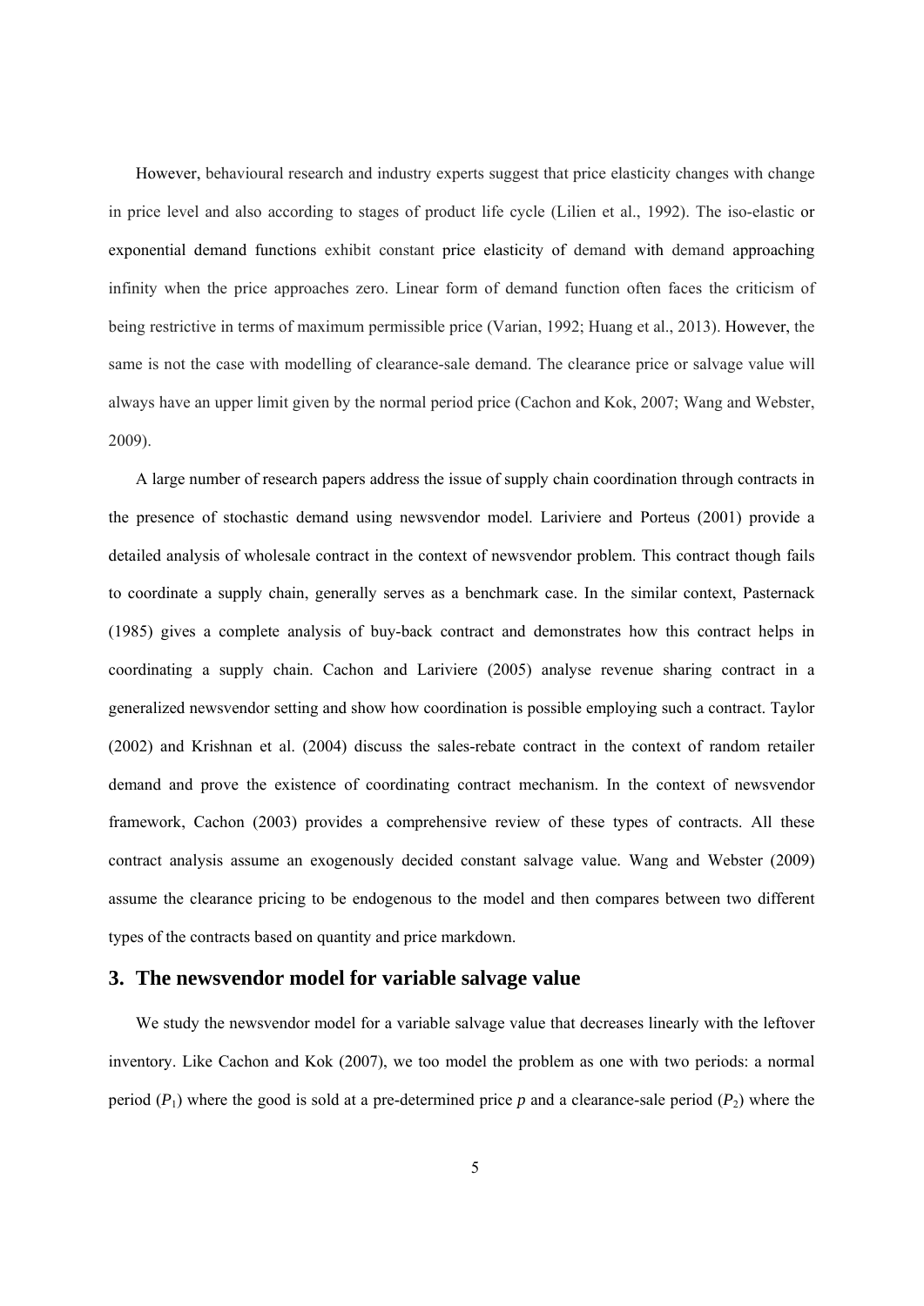However, behavioural research and industry experts suggest that price elasticity changes with change in price level and also according to stages of product life cycle (Lilien et al., 1992). The iso-elastic or exponential demand functions exhibit constant price elasticity of demand with demand approaching infinity when the price approaches zero. Linear form of demand function often faces the criticism of being restrictive in terms of maximum permissible price (Varian, 1992; Huang et al., 2013). However, the same is not the case with modelling of clearance-sale demand. The clearance price or salvage value will always have an upper limit given by the normal period price (Cachon and Kok, 2007; Wang and Webster, 2009).

A large number of research papers address the issue of supply chain coordination through contracts in the presence of stochastic demand using newsvendor model. Lariviere and Porteus (2001) provide a detailed analysis of wholesale contract in the context of newsvendor problem. This contract though fails to coordinate a supply chain, generally serves as a benchmark case. In the similar context, Pasternack (1985) gives a complete analysis of buy-back contract and demonstrates how this contract helps in coordinating a supply chain. Cachon and Lariviere (2005) analyse revenue sharing contract in a generalized newsvendor setting and show how coordination is possible employing such a contract. Taylor (2002) and Krishnan et al. (2004) discuss the sales-rebate contract in the context of random retailer demand and prove the existence of coordinating contract mechanism. In the context of newsvendor framework, Cachon (2003) provides a comprehensive review of these types of contracts. All these contract analysis assume an exogenously decided constant salvage value. Wang and Webster (2009) assume the clearance pricing to be endogenous to the model and then compares between two different types of the contracts based on quantity and price markdown.

## 3. The newsvendor model for variable salvage value

We study the newsvendor model for a variable salvage value that decreases linearly with the leftover inventory. Like Cachon and Kok (2007), we too model the problem as one with two periods: a normal period ($P_1$) where the good is sold at a pre-determined price $p$ and a clearance-sale period ($P_2$) where the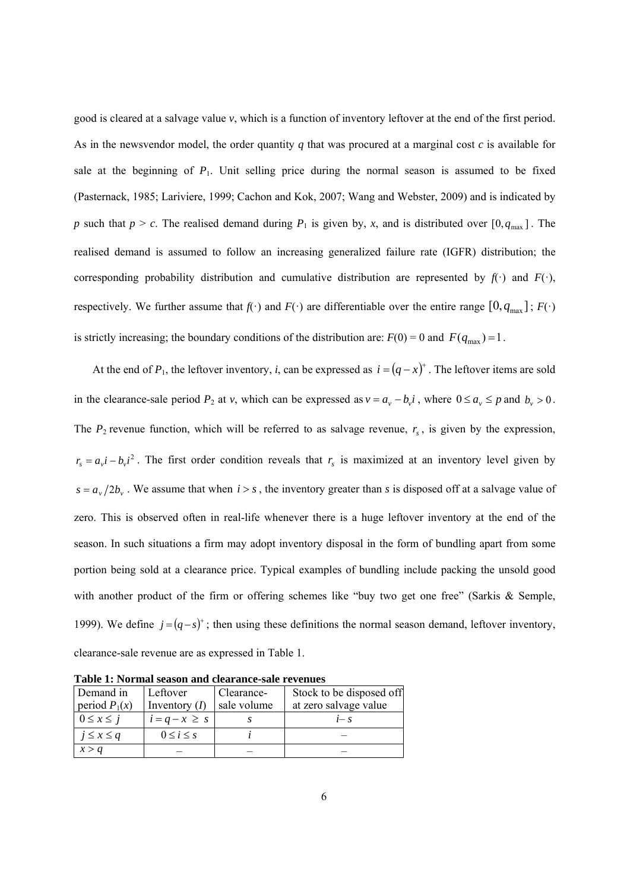good is cleared at a salvage value *v*, which is a function of inventory leftover at the end of the first period. As in the newsvendor model, the order quantity *q* that was procured at a marginal cost *c* is available for sale at the beginning of $P_1$. Unit selling price during the normal season is assumed to be fixed (Pasternack, 1985; Lariviere, 1999; Cachon and Kok, 2007; Wang and Webster, 2009) and is indicated by *p* such that $p > c$. The realised demand during $P_1$ is given by, *x*, and is distributed over $[0, q_{\max}]$. The realised demand is assumed to follow an increasing generalized failure rate (IGFR) distribution; the corresponding probability distribution and cumulative distribution are represented by $f(\cdot)$ and $F(\cdot)$, respectively. We further assume that $f(\cdot)$ and $F(\cdot)$ are differentiable over the entire range $[0, q_{\max}]$; $F(\cdot)$ is strictly increasing; the boundary conditions of the distribution are: $F(0) = 0$ and $F(q_{\max}) = 1$.

At the end of $P_1$, the leftover inventory, *i*, can be expressed as $i = (q - x)^+$. The leftover items are sold in the clearance-sale period $P_2$ at *v*, which can be expressed as $v = a_v - b_v i$, where $0 \le a_v \le p$ and $b_v > 0$. The $P_2$ revenue function, which will be referred to as salvage revenue, $r_s$, is given by the expression, $r_s = a_v i - b_v i^2$. The first order condition reveals that $r_s$ is maximized at an inventory level given by $s = a_v / 2b_v$. We assume that when $i > s$, the inventory greater than *s* is disposed off at a salvage value of zero. This is observed often in real-life whenever there is a huge leftover inventory at the end of the season. In such situations a firm may adopt inventory disposal in the form of bundling apart from some portion being sold at a clearance price. Typical examples of bundling include packing the unsold good with another product of the firm or offering schemes like "buy two get one free" (Sarkis & Semple, 1999). We define $j = (q - s)^+$; then using these definitions the normal season demand, leftover inventory, clearance-sale revenue are as expressed in Table 1.

**Table 1: Normal season and clearance-sale revenues**

| Demand in period $P_1(x)$ | Leftover Inventory (*I*) | Clearance-sale volume | Stock to be disposed off at zero salvage value |
|---|---|---|---|
| $0 \le x \le j$ | $i = q - x \ge s$ | $s$ | $i - s$ |
| $j \le x \le q$ | $0 \le i \le s$ | $i$ | – |
| $x > q$ | – | – | – |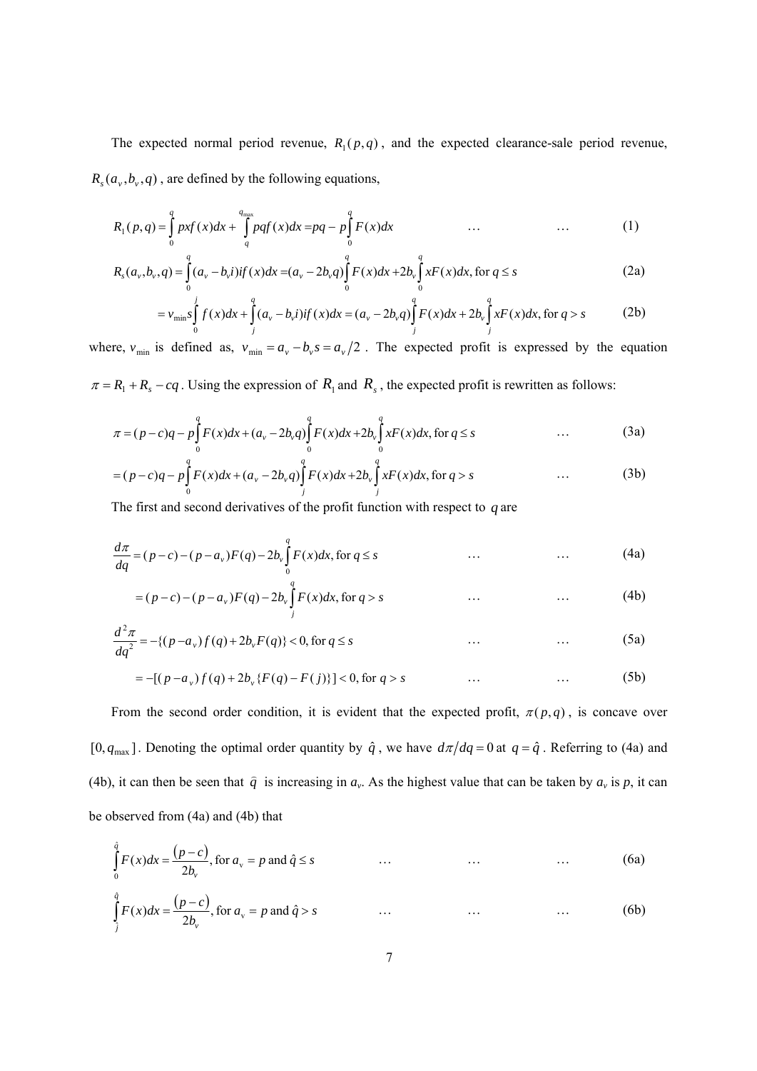The expected normal period revenue, $R_1(p,q)$, and the expected clearance-sale period revenue, $R_s(a_v,b_v,q)$, are defined by the following equations,

$$R_1(p,q) = \int_0^q pxf(x)dx + \int_q^{q_{\max}} pqf(x)dx = pq - p\int_0^q F(x)dx \qquad \ldots \qquad \ldots \qquad (1)$$

$$R_s(a_v,b_v,q) = \int_0^q (a_v - b_v i)if(x)dx = (a_v - 2b_v q)\int_0^q F(x)dx + 2b_v \int_0^q xF(x)dx, \text{ for } q \le s \qquad (2a)$$

$$= v_{\min} s \int_0^j f(x)dx + \int_j^q (a_v - b_v i)if(x)dx = (a_v - 2b_v q)\int_j^q F(x)dx + 2b_v \int_j^q xF(x)dx, \text{ for } q > s \qquad (2b)$$

where, $v_{\min}$ is defined as, $v_{\min} = a_v - b_v s = a_v/2$. The expected profit is expressed by the equation $\pi = R_1 + R_s - cq$. Using the expression of $R_1$ and $R_s$, the expected profit is rewritten as follows:

$$\pi = (p-c)q - p\int_0^q F(x)dx + (a_v - 2b_v q)\int_0^q F(x)dx + 2b_v \int_0^q xF(x)dx, \text{ for } q \le s \qquad \ldots \qquad (3a)$$

$$= (p-c)q - p\int_0^q F(x)dx + (a_v - 2b_v q)\int_j^q F(x)dx + 2b_v \int_j^q xF(x)dx, \text{ for } q > s \qquad \ldots \qquad (3b)$$

The first and second derivatives of the profit function with respect to $q$ are

$$\frac{d\pi}{dq} = (p-c) - (p-a_v)F(q) - 2b_v \int_0^q F(x)dx, \text{ for } q \le s \qquad \ldots \qquad \ldots \qquad (4a)$$

$$= (p-c) - (p-a_v)F(q) - 2b_v \int_j^q F(x)dx, \text{ for } q > s \qquad \ldots \qquad \ldots \qquad (4b)$$

$$\frac{d^2\pi}{dq^2} = -\{(p-a_v)f(q) + 2b_v F(q)\} < 0, \text{ for } q \le s \qquad \ldots \qquad \ldots \qquad (5a)$$

$$= -[(p-a_v)f(q) + 2b_v\{F(q) - F(j)\}] < 0, \text{ for } q > s \qquad \ldots \qquad \ldots \qquad (5b)$$

From the second order condition, it is evident that the expected profit, $\pi(p,q)$, is concave over $[0, q_{\max}]$. Denoting the optimal order quantity by $\hat{q}$, we have $d\pi/dq = 0$ at $q = \hat{q}$. Referring to (4a) and (4b), it can then be seen that $\hat{q}$ is increasing in $a_v$. As the highest value that can be taken by $a_v$ is $p$, it can be observed from (4a) and (4b) that

$$\int_0^{\hat{q}} F(x)dx = \frac{(p-c)}{2b_v}, \text{ for } a_v = p \text{ and } \hat{q} \le s \qquad \ldots \qquad \ldots \qquad \ldots \qquad (6a)$$

$$\int_j^{\hat{q}} F(x)dx = \frac{(p-c)}{2b_v}, \text{ for } a_v = p \text{ and } \hat{q} > s \qquad \ldots \qquad \ldots \qquad \ldots \qquad (6b)$$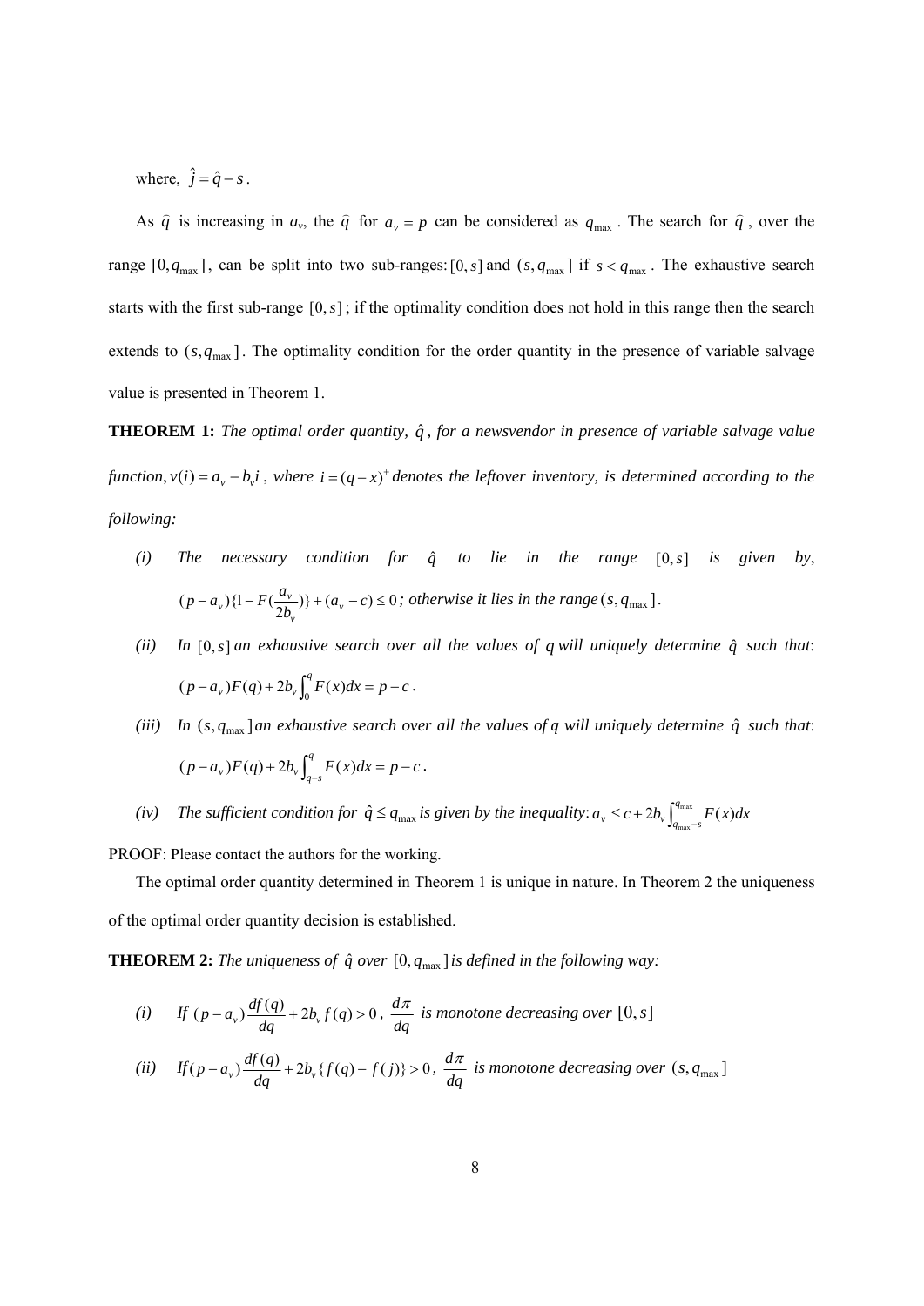where, $\hat{j} = \hat{q} - s$.

As $\hat{q}$ is increasing in $a_v$, the $\hat{q}$ for $a_v = p$ can be considered as $q_{\max}$. The search for $\hat{q}$, over the range $[0, q_{\max}]$, can be split into two sub-ranges: $[0, s]$ and $(s, q_{\max}]$ if $s < q_{\max}$. The exhaustive search starts with the first sub-range $[0, s]$; if the optimality condition does not hold in this range then the search extends to $(s, q_{\max}]$. The optimality condition for the order quantity in the presence of variable salvage value is presented in Theorem 1.

**THEOREM 1:** *The optimal order quantity, $\hat{q}$, for a newsvendor in presence of variable salvage value function, $v(i) = a_v - b_v i$, where $i = (q - x)^+$ denotes the leftover inventory, is determined according to the following:*

*(i)* *The necessary condition for $\hat{q}$ to lie in the range $[0, s]$ is given by, $(p - a_v)\{1 - F(\frac{a_v}{2b_v})\} + (a_v - c) \le 0$; otherwise it lies in the range $(s, q_{\max}]$.*

*(ii)* *In $[0, s]$ an exhaustive search over all the values of $q$ will uniquely determine $\hat{q}$ such that: $(p - a_v)F(q) + 2b_v \int_0^q F(x)dx = p - c$.*

*(iii)* *In $(s, q_{\max}]$ an exhaustive search over all the values of $q$ will uniquely determine $\hat{q}$ such that: $(p - a_v)F(q) + 2b_v \int_{q-s}^q F(x)dx = p - c$.*

*(iv)* *The sufficient condition for $\hat{q} \le q_{\max}$ is given by the inequality: $a_v \le c + 2b_v \int_{q_{\max}-s}^{q_{\max}} F(x)dx$*

PROOF: Please contact the authors for the working.

The optimal order quantity determined in Theorem 1 is unique in nature. In Theorem 2 the uniqueness of the optimal order quantity decision is established.

**THEOREM 2:** *The uniqueness of $\hat{q}$ over $[0, q_{\max}]$ is defined in the following way:*

*(i)* *If $(p - a_v)\frac{df(q)}{dq} + 2b_v f(q) > 0$, $\frac{d\pi}{dq}$ is monotone decreasing over $[0, s]$*

*(ii)* *If $(p - a_v)\frac{df(q)}{dq} + 2b_v \{f(q) - f(j)\} > 0$, $\frac{d\pi}{dq}$ is monotone decreasing over $(s, q_{\max}]$*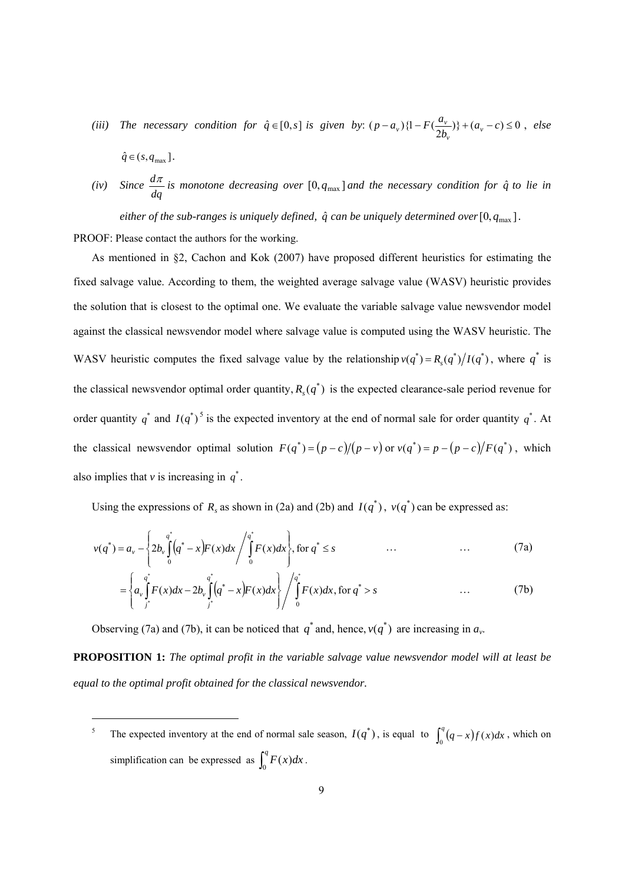*(iii) The necessary condition for $\hat{q} \in [0, s]$ is given by:* $(p - a_v)\{1 - F(\frac{a_v}{2b_v})\} + (a_v - c) \le 0$ *, else* $\hat{q} \in (s, q_{\max}]$.

*(iv) Since $\frac{d\pi}{dq}$ is monotone decreasing over $[0, q_{\max}]$ and the necessary condition for $\hat{q}$ to lie in either of the sub-ranges is uniquely defined, $\hat{q}$ can be uniquely determined over $[0, q_{\max}]$.*

PROOF: Please contact the authors for the working.

As mentioned in §2, Cachon and Kok (2007) have proposed different heuristics for estimating the fixed salvage value. According to them, the weighted average salvage value (WASV) heuristic provides the solution that is closest to the optimal one. We evaluate the variable salvage value newsvendor model against the classical newsvendor model where salvage value is computed using the WASV heuristic. The WASV heuristic computes the fixed salvage value by the relationship $v(q^*) = R_s(q^*)/I(q^*)$, where $q^*$ is the classical newsvendor optimal order quantity, $R_s(q^*)$ is the expected clearance-sale period revenue for order quantity $q^*$ and $I(q^*)$ [5] is the expected inventory at the end of normal sale for order quantity $q^*$. At the classical newsvendor optimal solution $F(q^*) = (p - c)/(p - v)$ or $v(q^*) = p - (p - c)/F(q^*)$, which also implies that *v* is increasing in $q^*$.

Using the expressions of $R_s$ as shown in (2a) and (2b) and $I(q^*)$, $v(q^*)$ can be expressed as:

$$v(q^*) = a_v - \left\{ 2b_v \int_0^{q^*} (q^* - x) F(x)dx \Big/ \int_0^{q^*} F(x)dx \right\}, \text{for } q^* \le s \qquad \ldots \qquad \ldots \qquad (7a)$$

$$= \left\{ a_v \int_{j^*}^{q^*} F(x)dx - 2b_v \int_{j^*}^{q^*} (q^* - x) F(x)dx \right\} \Big/ \int_0^{q^*} F(x)dx, \text{for } q^* > s \qquad \ldots \qquad (7b)$$

Observing (7a) and (7b), it can be noticed that $q^*$ and, hence, $v(q^*)$ are increasing in $a_v$.

**PROPOSITION 1:** *The optimal profit in the variable salvage value newsvendor model will at least be equal to the optimal profit obtained for the classical newsvendor.*

---

[5] The expected inventory at the end of normal sale season, $I(q^*)$, is equal to $\int_0^q (q - x) f(x)dx$, which on simplification can be expressed as $\int_0^q F(x)dx$.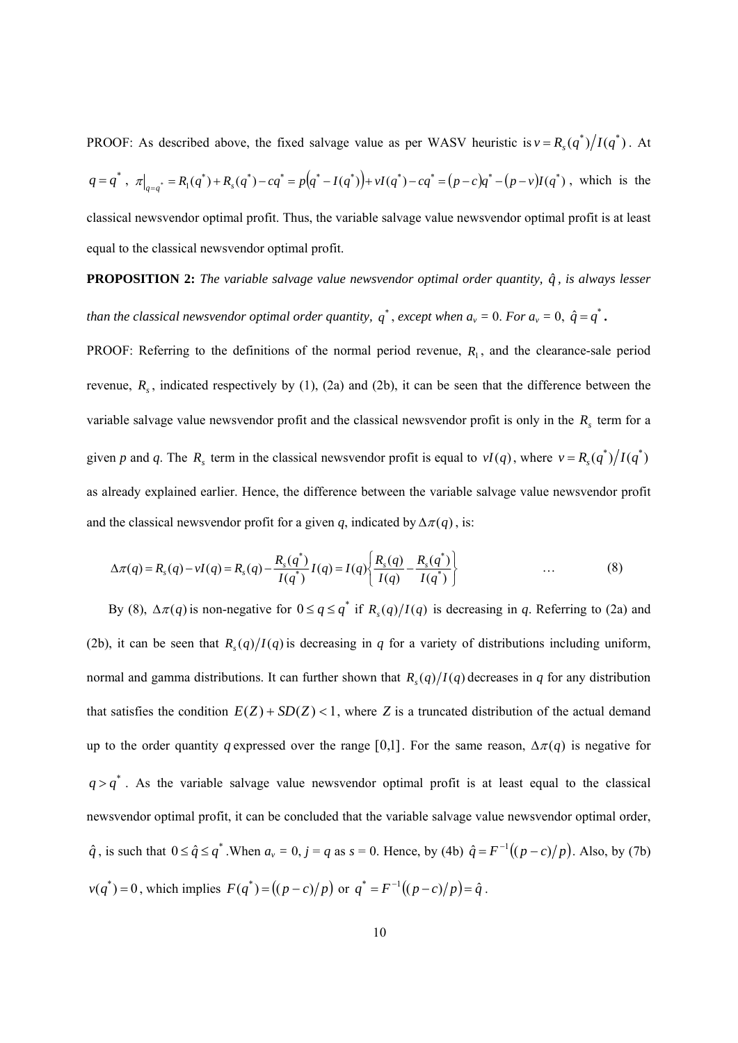PROOF: As described above, the fixed salvage value as per WASV heuristic is $v = R_s(q^*)/I(q^*)$. At $q = q^*$, $\pi|_{q=q^*} = R_1(q^*) + R_s(q^*) - cq^* = p(q^* - I(q^*)) + vI(q^*) - cq^* = (p-c)q^* - (p-v)I(q^*)$, which is the classical newsvendor optimal profit. Thus, the variable salvage value newsvendor optimal profit is at least equal to the classical newsvendor optimal profit.

**PROPOSITION 2:** *The variable salvage value newsvendor optimal order quantity, $\hat{q}$, is always lesser than the classical newsvendor optimal order quantity, $q^*$, except when $a_v$ = 0. For $a_v$ = 0, $\hat{q} = q^*$.*

PROOF: Referring to the definitions of the normal period revenue, $R_1$, and the clearance-sale period revenue, $R_s$, indicated respectively by (1), (2a) and (2b), it can be seen that the difference between the variable salvage value newsvendor profit and the classical newsvendor profit is only in the $R_s$ term for a given *p* and *q*. The $R_s$ term in the classical newsvendor profit is equal to $vI(q)$, where $v = R_s(q^*)/I(q^*)$ as already explained earlier. Hence, the difference between the variable salvage value newsvendor profit and the classical newsvendor profit for a given *q*, indicated by $\Delta\pi(q)$, is:

$$\Delta\pi(q) = R_s(q) - vI(q) = R_s(q) - \frac{R_s(q^*)}{I(q^*)}I(q) = I(q)\left\{\frac{R_s(q)}{I(q)} - \frac{R_s(q^*)}{I(q^*)}\right\} \qquad \ldots \qquad (8)$$

By (8), $\Delta\pi(q)$ is non-negative for $0 \le q \le q^*$ if $R_s(q)/I(q)$ is decreasing in *q*. Referring to (2a) and (2b), it can be seen that $R_s(q)/I(q)$ is decreasing in *q* for a variety of distributions including uniform, normal and gamma distributions. It can further shown that $R_s(q)/I(q)$ decreases in *q* for any distribution that satisfies the condition $E(Z) + SD(Z) < 1$, where $Z$ is a truncated distribution of the actual demand up to the order quantity $q$ expressed over the range $[0,1]$. For the same reason, $\Delta\pi(q)$ is negative for $q > q^*$. As the variable salvage value newsvendor optimal profit is at least equal to the classical newsvendor optimal profit, it can be concluded that the variable salvage value newsvendor optimal order, $\hat{q}$, is such that $0 \le \hat{q} \le q^*$. When $a_v$ = 0, *j* = *q* as *s* = 0. Hence, by (4b) $\hat{q} = F^{-1}((p-c)/p)$. Also, by (7b) $v(q^*) = 0$, which implies $F(q^*) = ((p-c)/p)$ or $q^* = F^{-1}((p-c)/p) = \hat{q}$.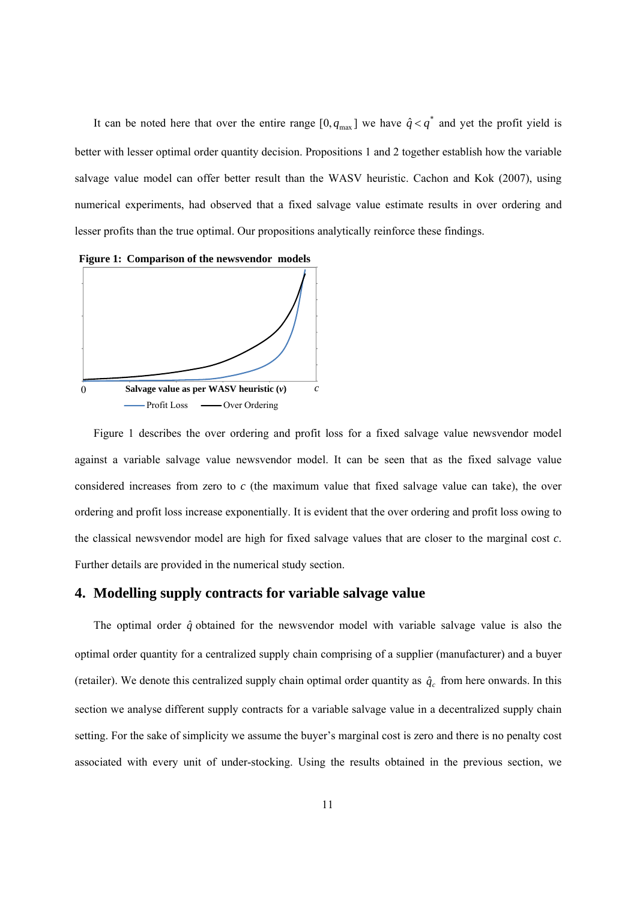It can be noted here that over the entire range $[0, q_{\max}]$ we have $\hat{q} < q^*$ and yet the profit yield is better with lesser optimal order quantity decision. Propositions 1 and 2 together establish how the variable salvage value model can offer better result than the WASV heuristic. Cachon and Kok (2007), using numerical experiments, had observed that a fixed salvage value estimate results in over ordering and lesser profits than the true optimal. Our propositions analytically reinforce these findings.

**Figure 1: Comparison of the newsvendor models**

0 **Salvage value as per WASV heuristic (*v*)** *c*

Profit Loss — Over Ordering

Figure 1 describes the over ordering and profit loss for a fixed salvage value newsvendor model against a variable salvage value newsvendor model. It can be seen that as the fixed salvage value considered increases from zero to $c$ (the maximum value that fixed salvage value can take), the over ordering and profit loss increase exponentially. It is evident that the over ordering and profit loss owing to the classical newsvendor model are high for fixed salvage values that are closer to the marginal cost $c$. Further details are provided in the numerical study section.

## 4. Modelling supply contracts for variable salvage value

The optimal order $\hat{q}$ obtained for the newsvendor model with variable salvage value is also the optimal order quantity for a centralized supply chain comprising of a supplier (manufacturer) and a buyer (retailer). We denote this centralized supply chain optimal order quantity as $\hat{q}_c$ from here onwards. In this section we analyse different supply contracts for a variable salvage value in a decentralized supply chain setting. For the sake of simplicity we assume the buyer's marginal cost is zero and there is no penalty cost associated with every unit of under-stocking. Using the results obtained in the previous section, we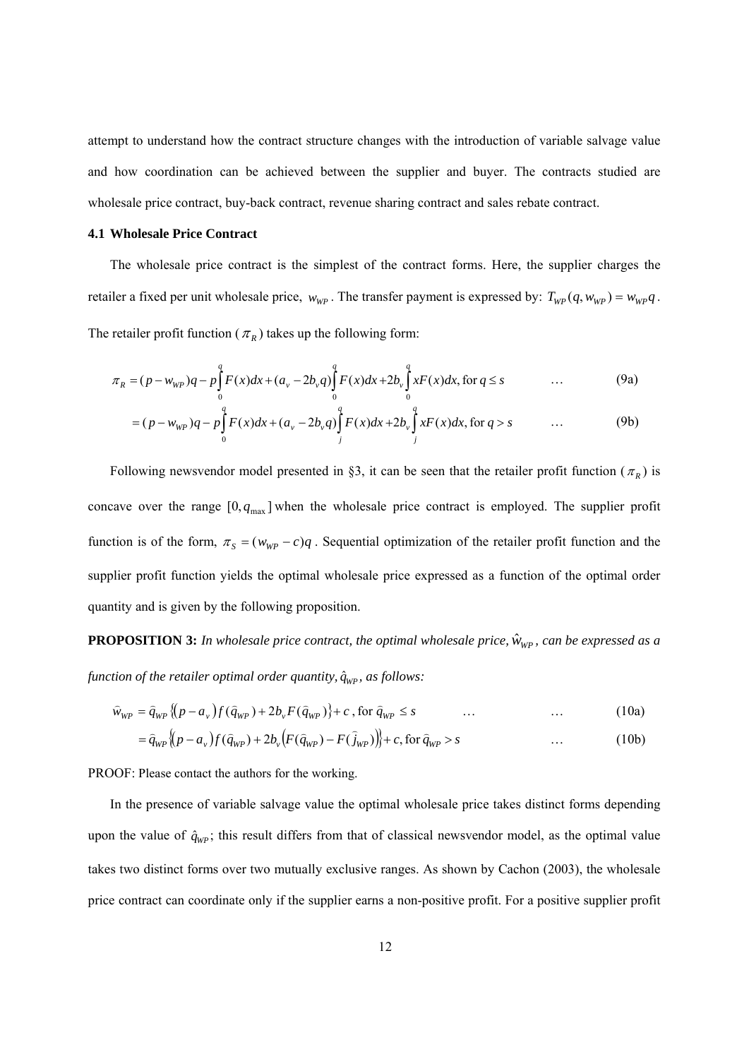attempt to understand how the contract structure changes with the introduction of variable salvage value and how coordination can be achieved between the supplier and buyer. The contracts studied are wholesale price contract, buy-back contract, revenue sharing contract and sales rebate contract.

### 4.1 Wholesale Price Contract

The wholesale price contract is the simplest of the contract forms. Here, the supplier charges the retailer a fixed per unit wholesale price, $w_{WP}$. The transfer payment is expressed by: $T_{WP}(q, w_{WP}) = w_{WP}q$. The retailer profit function ($\pi_R$) takes up the following form:

$$\pi_R = (p - w_{WP})q - p\int_0^q F(x)dx + (a_v - 2b_v q)\int_0^q F(x)dx + 2b_v\int_0^q xF(x)dx, \text{for } q \le s \quad \dots \quad (9a)$$

$$= (p - w_{WP})q - p\int_0^q F(x)dx + (a_v - 2b_v q)\int_j^q F(x)dx + 2b_v\int_j^q xF(x)dx, \text{for } q > s \quad \dots \quad (9b)$$

Following newsvendor model presented in §3, it can be seen that the retailer profit function ($\pi_R$) is concave over the range $[0, q_{\max}]$ when the wholesale price contract is employed. The supplier profit function is of the form, $\pi_S = (w_{WP} - c)q$. Sequential optimization of the retailer profit function and the supplier profit function yields the optimal wholesale price expressed as a function of the optimal order quantity and is given by the following proposition.

**PROPOSITION 3:** *In wholesale price contract, the optimal wholesale price, $\hat{w}_{WP}$, can be expressed as a function of the retailer optimal order quantity, $\hat{q}_{WP}$, as follows:*

$$\hat{w}_{WP} = \hat{q}_{WP}\left\{(p - a_v)f(\hat{q}_{WP}) + 2b_v F(\hat{q}_{WP})\right\} + c, \text{ for } \hat{q}_{WP} \le s \quad \dots \quad \dots \quad (10a)$$

$$= \hat{q}_{WP}\left\{(p - a_v)f(\hat{q}_{WP}) + 2b_v\left(F(\hat{q}_{WP}) - F(\hat{j}_{WP})\right)\right\} + c, \text{ for } \hat{q}_{WP} > s \quad \dots \quad (10b)$$

PROOF: Please contact the authors for the working.

In the presence of variable salvage value the optimal wholesale price takes distinct forms depending upon the value of $\hat{q}_{WP}$; this result differs from that of classical newsvendor model, as the optimal value takes two distinct forms over two mutually exclusive ranges. As shown by Cachon (2003), the wholesale price contract can coordinate only if the supplier earns a non-positive profit. For a positive supplier profit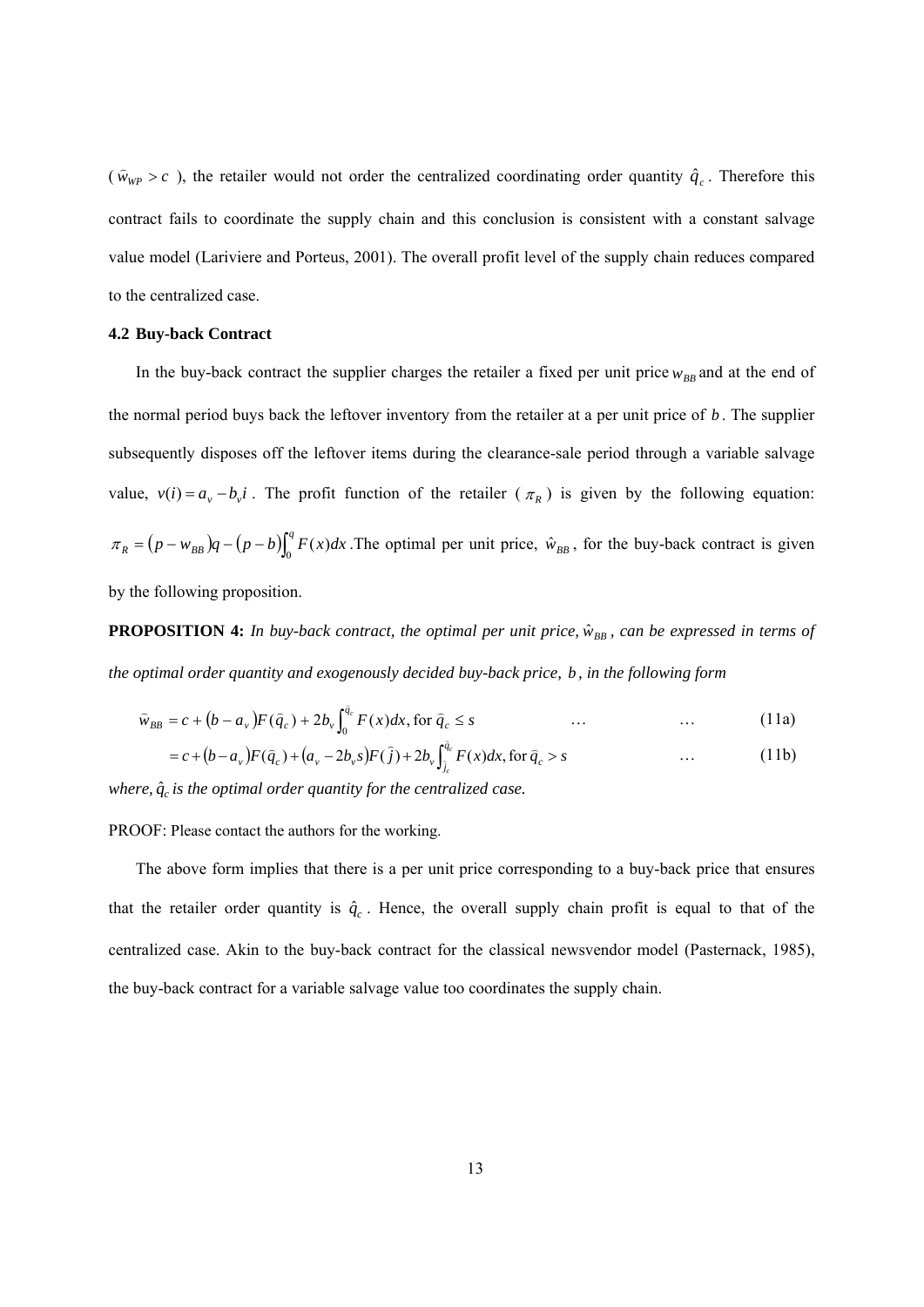($\hat{w}_{WP} > c$ ), the retailer would not order the centralized coordinating order quantity $\hat{q}_c$. Therefore this contract fails to coordinate the supply chain and this conclusion is consistent with a constant salvage value model (Lariviere and Porteus, 2001). The overall profit level of the supply chain reduces compared to the centralized case.

### 4.2 Buy-back Contract

In the buy-back contract the supplier charges the retailer a fixed per unit price $w_{BB}$ and at the end of the normal period buys back the leftover inventory from the retailer at a per unit price of $b$. The supplier subsequently disposes off the leftover items during the clearance-sale period through a variable salvage value, $v(i) = a_v - b_v i$. The profit function of the retailer ( $\pi_R$ ) is given by the following equation: $\pi_R = (p - w_{BB})q - (p - b)\int_0^q F(x)dx$. The optimal per unit price, $\hat{w}_{BB}$, for the buy-back contract is given by the following proposition.

**PROPOSITION 4:** *In buy-back contract, the optimal per unit price, $\hat{w}_{BB}$, can be expressed in terms of the optimal order quantity and exogenously decided buy-back price, $b$, in the following form*

$$\hat{w}_{BB} = c + (b - a_v)F(\hat{q}_c) + 2b_v \int_0^{\hat{q}_c} F(x)dx, \text{ for } \hat{q}_c \le s \qquad \ldots \qquad \ldots \qquad (11a)$$

$$= c + (b - a_v)F(\hat{q}_c) + (a_v - 2b_v s)F(\hat{j}) + 2b_v \int_{\hat{j}_c}^{\hat{q}_c} F(x)dx, \text{ for } \hat{q}_c > s \qquad \ldots \qquad (11b)$$

*where, $\hat{q}_c$ is the optimal order quantity for the centralized case.*

PROOF: Please contact the authors for the working.

The above form implies that there is a per unit price corresponding to a buy-back price that ensures that the retailer order quantity is $\hat{q}_c$. Hence, the overall supply chain profit is equal to that of the centralized case. Akin to the buy-back contract for the classical newsvendor model (Pasternack, 1985), the buy-back contract for a variable salvage value too coordinates the supply chain.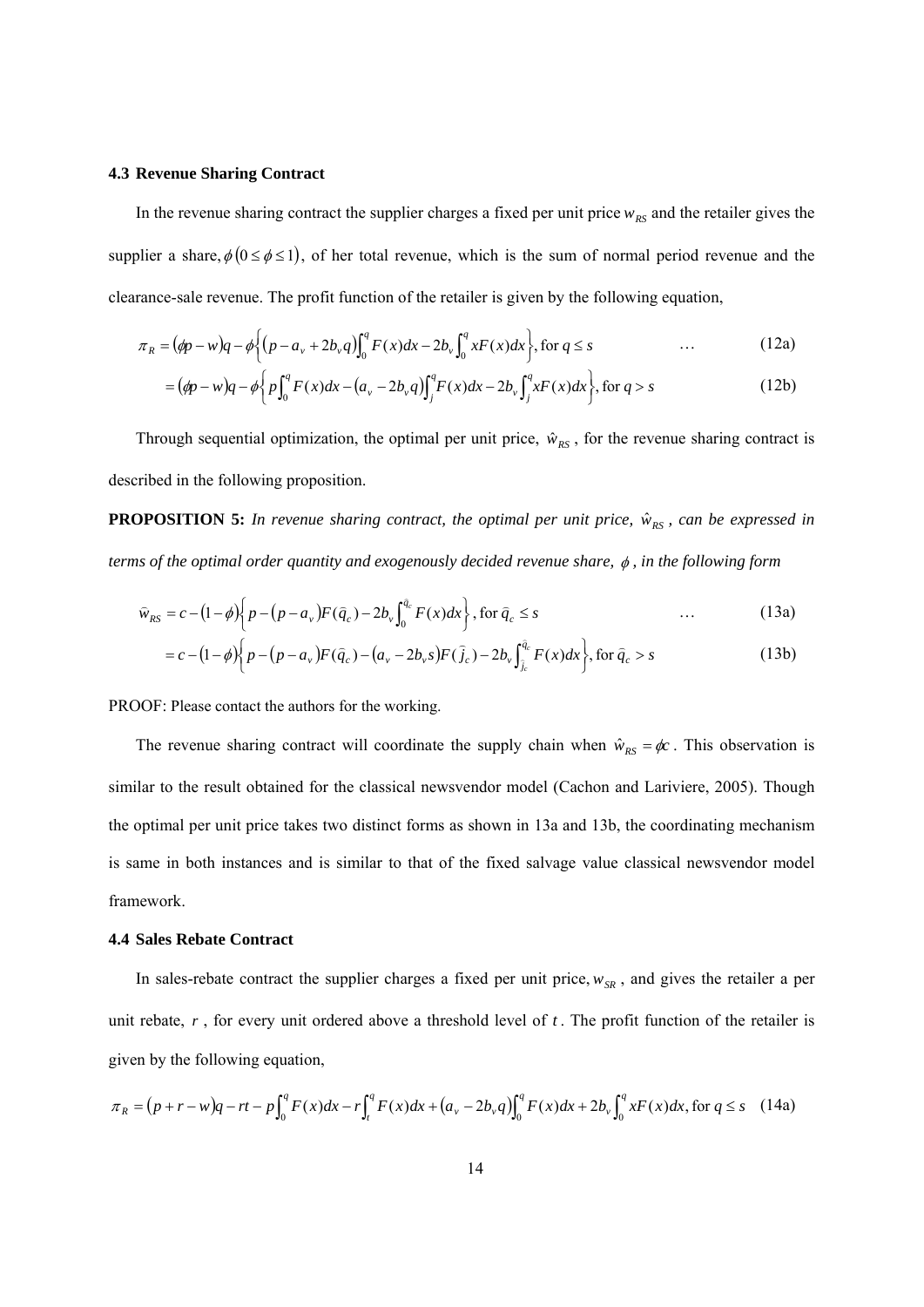### 4.3 Revenue Sharing Contract

In the revenue sharing contract the supplier charges a fixed per unit price $w_{RS}$ and the retailer gives the supplier a share, $\phi\left(0 \le \phi \le 1\right)$, of her total revenue, which is the sum of normal period revenue and the clearance-sale revenue. The profit function of the retailer is given by the following equation,

$$\pi_R = (\phi p - w)q - \phi\left\{(p - a_v + 2b_v q)\int_0^q F(x)dx - 2b_v \int_0^q xF(x)dx\right\}, \text{for } q \le s \qquad \ldots \qquad (12a)$$

$$= (\phi p - w)q - \phi\left\{p\int_0^q F(x)dx - (a_v - 2b_v q)\int_j^q F(x)dx - 2b_v \int_j^q xF(x)dx\right\}, \text{for } q > s \qquad (12b)$$

Through sequential optimization, the optimal per unit price, $\hat{w}_{RS}$, for the revenue sharing contract is described in the following proposition.

**PROPOSITION 5:** *In revenue sharing contract, the optimal per unit price,* $\hat{w}_{RS}$*, can be expressed in terms of the optimal order quantity and exogenously decided revenue share,* $\phi$*, in the following form*

$$\bar{w}_{RS} = c - (1-\phi)\left\{p - (p - a_v)F(\bar{q}_c) - 2b_v \int_0^{\bar{q}_c} F(x)dx\right\}, \text{for } \bar{q}_c \le s \qquad \ldots \qquad (13a)$$

$$= c - (1-\phi)\left\{p - (p - a_v)F(\bar{q}_c) - (a_v - 2b_v s)F(\bar{j}_c) - 2b_v \int_{j_c}^{\bar{q}_c} F(x)dx\right\}, \text{for } \bar{q}_c > s \qquad (13b)$$

PROOF: Please contact the authors for the working.

The revenue sharing contract will coordinate the supply chain when $\hat{w}_{RS} = \phi c$. This observation is similar to the result obtained for the classical newsvendor model (Cachon and Lariviere, 2005). Though the optimal per unit price takes two distinct forms as shown in 13a and 13b, the coordinating mechanism is same in both instances and is similar to that of the fixed salvage value classical newsvendor model framework.

### 4.4 Sales Rebate Contract

In sales-rebate contract the supplier charges a fixed per unit price, $w_{SR}$, and gives the retailer a per unit rebate, $r$, for every unit ordered above a threshold level of $t$. The profit function of the retailer is given by the following equation,

$$\pi_R = (p + r - w)q - rt - p\int_0^q F(x)dx - r\int_t^q F(x)dx + (a_v - 2b_v q)\int_0^q F(x)dx + 2b_v \int_0^q xF(x)dx, \text{for } q \le s \quad (14a)$$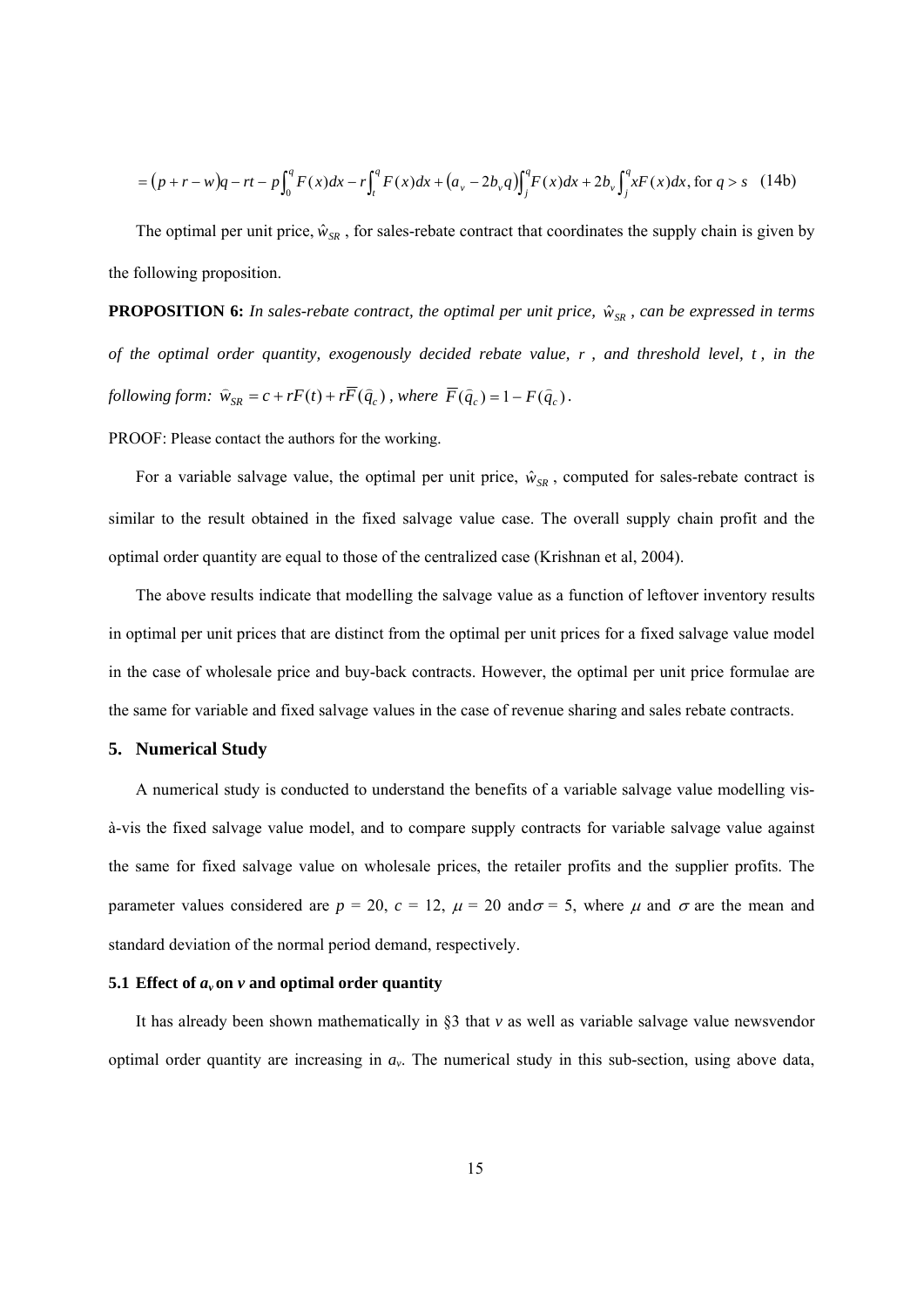$$= (p + r - w)q - rt - p\int_0^q F(x)dx - r\int_t^q F(x)dx + (a_v - 2b_v q)\int_j^q F(x)dx + 2b_v \int_j^q xF(x)dx, \text{ for } q > s \quad \text{(14b)}$$

The optimal per unit price, $\hat{w}_{SR}$, for sales-rebate contract that coordinates the supply chain is given by the following proposition.

**PROPOSITION 6:** *In sales-rebate contract, the optimal per unit price, $\hat{w}_{SR}$, can be expressed in terms of the optimal order quantity, exogenously decided rebate value, $r$, and threshold level, $t$, in the following form: $\hat{w}_{SR} = c + rF(t) + r\overline{F}(\hat{q}_c)$, where $\overline{F}(\hat{q}_c) = 1 - F(\hat{q}_c)$.*

PROOF: Please contact the authors for the working.

For a variable salvage value, the optimal per unit price, $\hat{w}_{SR}$, computed for sales-rebate contract is similar to the result obtained in the fixed salvage value case. The overall supply chain profit and the optimal order quantity are equal to those of the centralized case (Krishnan et al, 2004).

The above results indicate that modelling the salvage value as a function of leftover inventory results in optimal per unit prices that are distinct from the optimal per unit prices for a fixed salvage value model in the case of wholesale price and buy-back contracts. However, the optimal per unit price formulae are the same for variable and fixed salvage values in the case of revenue sharing and sales rebate contracts.

## 5. Numerical Study

A numerical study is conducted to understand the benefits of a variable salvage value modelling vis-à-vis the fixed salvage value model, and to compare supply contracts for variable salvage value against the same for fixed salvage value on wholesale prices, the retailer profits and the supplier profits. The parameter values considered are $p$ = 20, $c$ = 12, $\mu$ = 20 and $\sigma$ = 5, where $\mu$ and $\sigma$ are the mean and standard deviation of the normal period demand, respectively.

### 5.1 Effect of $a_v$ on $v$ and optimal order quantity

It has already been shown mathematically in §3 that $v$ as well as variable salvage value newsvendor optimal order quantity are increasing in $a_v$. The numerical study in this sub-section, using above data,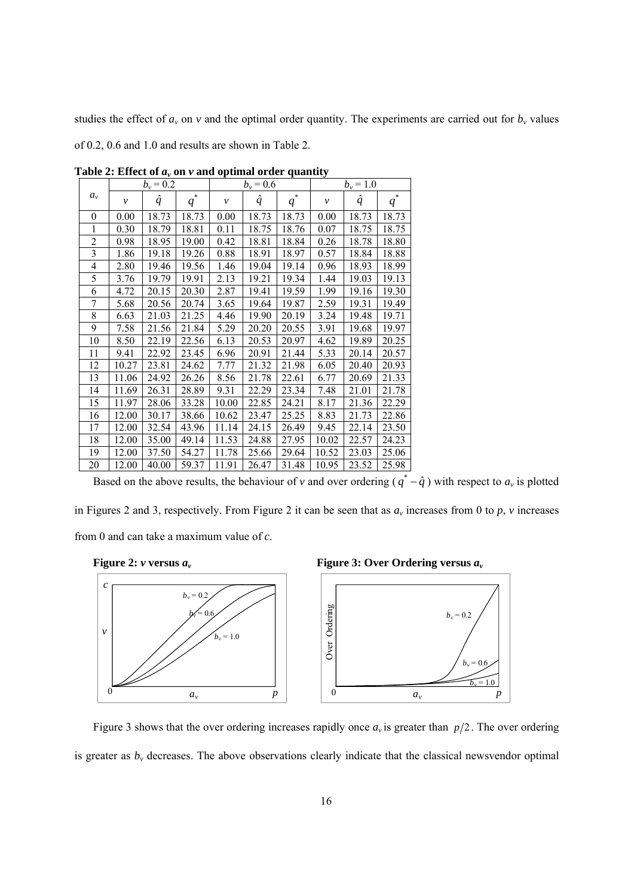studies the effect of $a_v$ on $v$ and the optimal order quantity. The experiments are carried out for $b_v$ values of 0.2, 0.6 and 1.0 and results are shown in Table 2.

**Table 2: Effect of $a_v$ on $v$ and optimal order quantity**

| $a_v$ | $b_v = 0.2$ | | | $b_v = 0.6$ | | | $b_v = 1.0$ | | |
|---|---|---|---|---|---|---|---|---|---|
| | $v$ | $\hat{q}$ | $q^*$ | $v$ | $\hat{q}$ | $q^*$ | $v$ | $\hat{q}$ | $q^*$ |
| 0 | 0.00 | 18.73 | 18.73 | 0.00 | 18.73 | 18.73 | 0.00 | 18.73 | 18.73 |
| 1 | 0.30 | 18.79 | 18.81 | 0.11 | 18.75 | 18.76 | 0.07 | 18.75 | 18.75 |
| 2 | 0.98 | 18.95 | 19.00 | 0.42 | 18.81 | 18.84 | 0.26 | 18.78 | 18.80 |
| 3 | 1.86 | 19.18 | 19.26 | 0.88 | 18.91 | 18.97 | 0.57 | 18.84 | 18.88 |
| 4 | 2.80 | 19.46 | 19.56 | 1.46 | 19.04 | 19.14 | 0.96 | 18.93 | 18.99 |
| 5 | 3.76 | 19.79 | 19.91 | 2.13 | 19.21 | 19.34 | 1.44 | 19.03 | 19.13 |
| 6 | 4.72 | 20.15 | 20.30 | 2.87 | 19.41 | 19.59 | 1.99 | 19.16 | 19.30 |
| 7 | 5.68 | 20.56 | 20.74 | 3.65 | 19.64 | 19.87 | 2.59 | 19.31 | 19.49 |
| 8 | 6.63 | 21.03 | 21.25 | 4.46 | 19.90 | 20.19 | 3.24 | 19.48 | 19.71 |
| 9 | 7.58 | 21.56 | 21.84 | 5.29 | 20.20 | 20.55 | 3.91 | 19.68 | 19.97 |
| 10 | 8.50 | 22.19 | 22.56 | 6.13 | 20.53 | 20.97 | 4.62 | 19.89 | 20.25 |
| 11 | 9.41 | 22.92 | 23.45 | 6.96 | 20.91 | 21.44 | 5.33 | 20.14 | 20.57 |
| 12 | 10.27 | 23.81 | 24.62 | 7.77 | 21.32 | 21.98 | 6.05 | 20.40 | 20.93 |
| 13 | 11.06 | 24.92 | 26.26 | 8.56 | 21.78 | 22.61 | 6.77 | 20.69 | 21.33 |
| 14 | 11.69 | 26.31 | 28.89 | 9.31 | 22.29 | 23.34 | 7.48 | 21.01 | 21.78 |
| 15 | 11.97 | 28.06 | 33.28 | 10.00 | 22.85 | 24.21 | 8.17 | 21.36 | 22.29 |
| 16 | 12.00 | 30.17 | 38.66 | 10.62 | 23.47 | 25.25 | 8.83 | 21.73 | 22.86 |
| 17 | 12.00 | 32.54 | 43.96 | 11.14 | 24.15 | 26.49 | 9.45 | 22.14 | 23.50 |
| 18 | 12.00 | 35.00 | 49.14 | 11.53 | 24.88 | 27.95 | 10.02 | 22.57 | 24.23 |
| 19 | 12.00 | 37.50 | 54.27 | 11.78 | 25.66 | 29.64 | 10.52 | 23.03 | 25.06 |
| 20 | 12.00 | 40.00 | 59.37 | 11.91 | 26.47 | 31.48 | 10.95 | 23.52 | 25.98 |

Based on the above results, the behaviour of $v$ and over ordering ($q^* - \hat{q}$) with respect to $a_v$ is plotted in Figures 2 and 3, respectively. From Figure 2 it can be seen that as $a_v$ increases from 0 to $p$, $v$ increases from 0 and can take a maximum value of $c$.

**Figure 2: $v$ versus $a_v$**

**Figure 3: Over Ordering versus $a_v$**

Figure 3 shows that the over ordering increases rapidly once $a_v$ is greater than $p/2$. The over ordering is greater as $b_v$ decreases. The above observations clearly indicate that the classical newsvendor optimal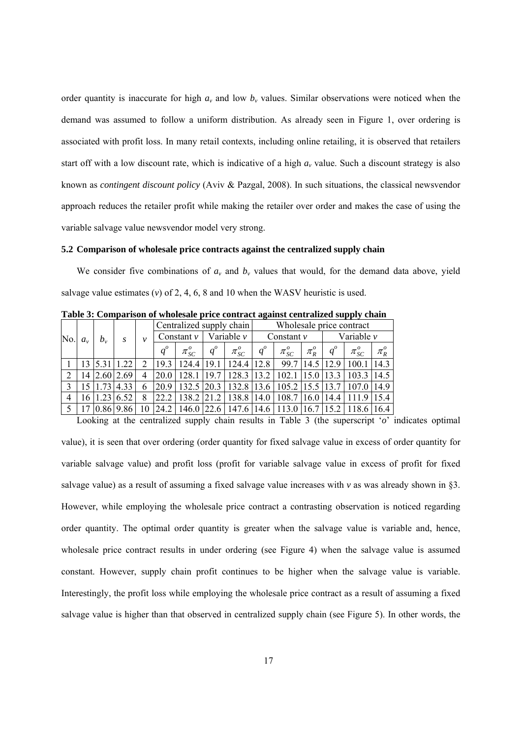order quantity is inaccurate for high $a_v$ and low $b_v$ values. Similar observations were noticed when the demand was assumed to follow a uniform distribution. As already seen in Figure 1, over ordering is associated with profit loss. In many retail contexts, including online retailing, it is observed that retailers start off with a low discount rate, which is indicative of a high $a_v$ value. Such a discount strategy is also known as *contingent discount policy* (Aviv & Pazgal, 2008). In such situations, the classical newsvendor approach reduces the retailer profit while making the retailer over order and makes the case of using the variable salvage value newsvendor model very strong.

### 5.2 Comparison of wholesale price contracts against the centralized supply chain

We consider five combinations of $a_v$ and $b_v$ values that would, for the demand data above, yield salvage value estimates ($v$) of 2, 4, 6, 8 and 10 when the WASV heuristic is used.

**Table 3: Comparison of wholesale price contract against centralized supply chain**

| No. | $a_v$ | $b_v$ | $s$ | $v$ | Centralized supply chain | | | | Wholesale price contract | | | | | |
|---|---|---|---|---|---|---|---|---|---|---|---|---|---|---|
| | | | | | Constant $v$ | | Variable $v$ | | Constant $v$ | | | Variable $v$ | | |
| | | | | | $q^o$ | $\pi_{SC}^o$ | $q^o$ | $\pi_{SC}^o$ | $q^o$ | $\pi_{SC}^o$ | $\pi_R^o$ | $q^o$ | $\pi_{SC}^o$ | $\pi_R^o$ |
| 1 | 13 | 5.31 | 1.22 | 2 | 19.3 | 124.4 | 19.1 | 124.4 | 12.8 | 99.7 | 14.5 | 12.9 | 100.1 | 14.3 |
| 2 | 14 | 2.60 | 2.69 | 4 | 20.0 | 128.1 | 19.7 | 128.3 | 13.2 | 102.1 | 15.0 | 13.3 | 103.3 | 14.5 |
| 3 | 15 | 1.73 | 4.33 | 6 | 20.9 | 132.5 | 20.3 | 132.8 | 13.6 | 105.2 | 15.5 | 13.7 | 107.0 | 14.9 |
| 4 | 16 | 1.23 | 6.52 | 8 | 22.2 | 138.2 | 21.2 | 138.8 | 14.0 | 108.7 | 16.0 | 14.4 | 111.9 | 15.4 |
| 5 | 17 | 0.86 | 9.86 | 10 | 24.2 | 146.0 | 22.6 | 147.6 | 14.6 | 113.0 | 16.7 | 15.2 | 118.6 | 16.4 |

Looking at the centralized supply chain results in Table 3 (the superscript '$o$' indicates optimal value), it is seen that over ordering (order quantity for fixed salvage value in excess of order quantity for variable salvage value) and profit loss (profit for variable salvage value in excess of profit for fixed salvage value) as a result of assuming a fixed salvage value increases with $v$ as was already shown in §3. However, while employing the wholesale price contract a contrasting observation is noticed regarding order quantity. The optimal order quantity is greater when the salvage value is variable and, hence, wholesale price contract results in under ordering (see Figure 4) when the salvage value is assumed constant. However, supply chain profit continues to be higher when the salvage value is variable. Interestingly, the profit loss while employing the wholesale price contract as a result of assuming a fixed salvage value is higher than that observed in centralized supply chain (see Figure 5). In other words, the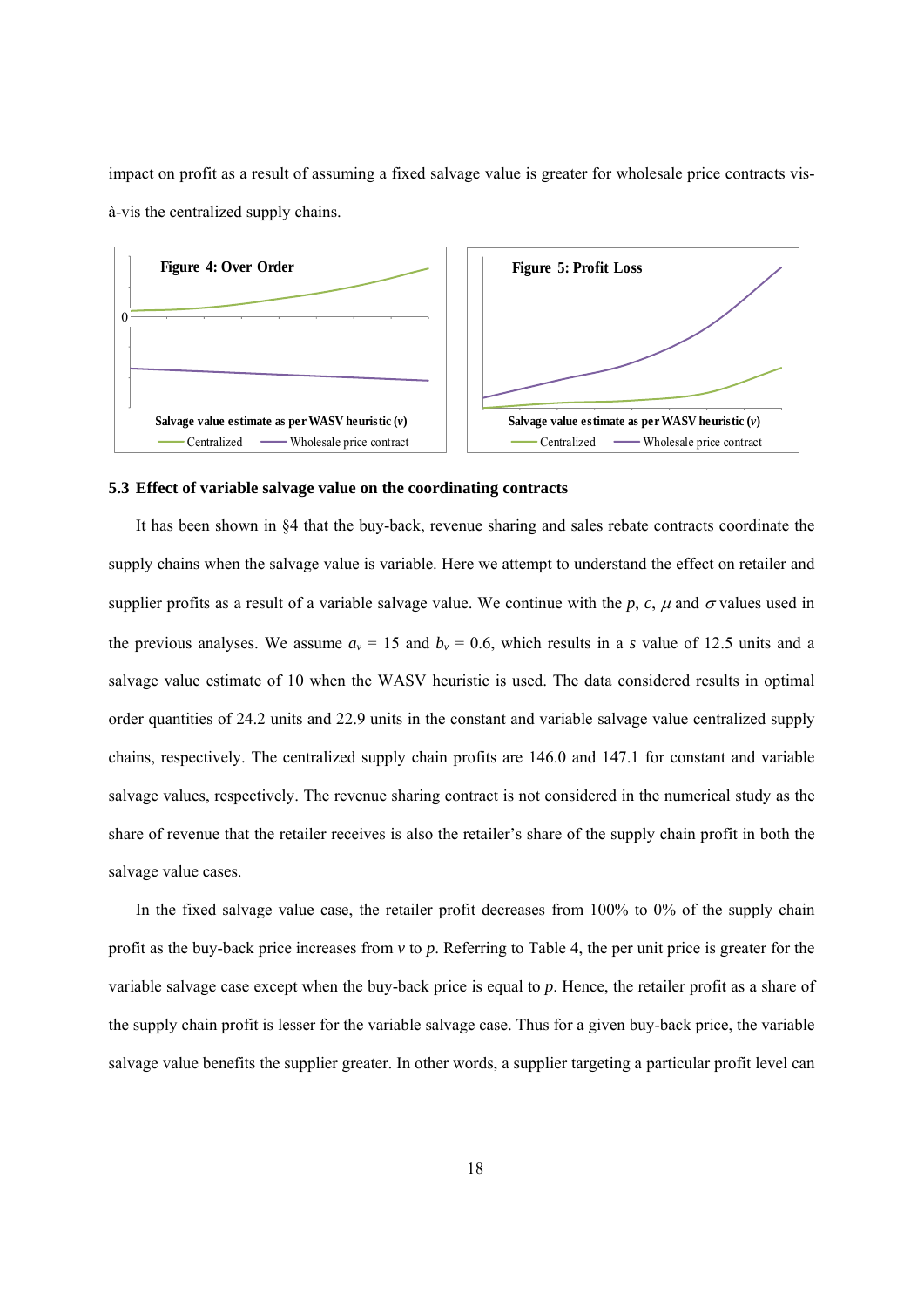impact on profit as a result of assuming a fixed salvage value is greater for wholesale price contracts vis-à-vis the centralized supply chains.

**Figure 4: Over Order**

**Figure 5: Profit Loss**

### 5.3 Effect of variable salvage value on the coordinating contracts

It has been shown in §4 that the buy-back, revenue sharing and sales rebate contracts coordinate the supply chains when the salvage value is variable. Here we attempt to understand the effect on retailer and supplier profits as a result of a variable salvage value. We continue with the $p$, $c$, $\mu$ and $\sigma$ values used in the previous analyses. We assume $a_v$ = 15 and $b_v$ = 0.6, which results in a $s$ value of 12.5 units and a salvage value estimate of 10 when the WASV heuristic is used. The data considered results in optimal order quantities of 24.2 units and 22.9 units in the constant and variable salvage value centralized supply chains, respectively. The centralized supply chain profits are 146.0 and 147.1 for constant and variable salvage values, respectively. The revenue sharing contract is not considered in the numerical study as the share of revenue that the retailer receives is also the retailer's share of the supply chain profit in both the salvage value cases.

In the fixed salvage value case, the retailer profit decreases from 100% to 0% of the supply chain profit as the buy-back price increases from $v$ to $p$. Referring to Table 4, the per unit price is greater for the variable salvage case except when the buy-back price is equal to $p$. Hence, the retailer profit as a share of the supply chain profit is lesser for the variable salvage case. Thus for a given buy-back price, the variable salvage value benefits the supplier greater. In other words, a supplier targeting a particular profit level can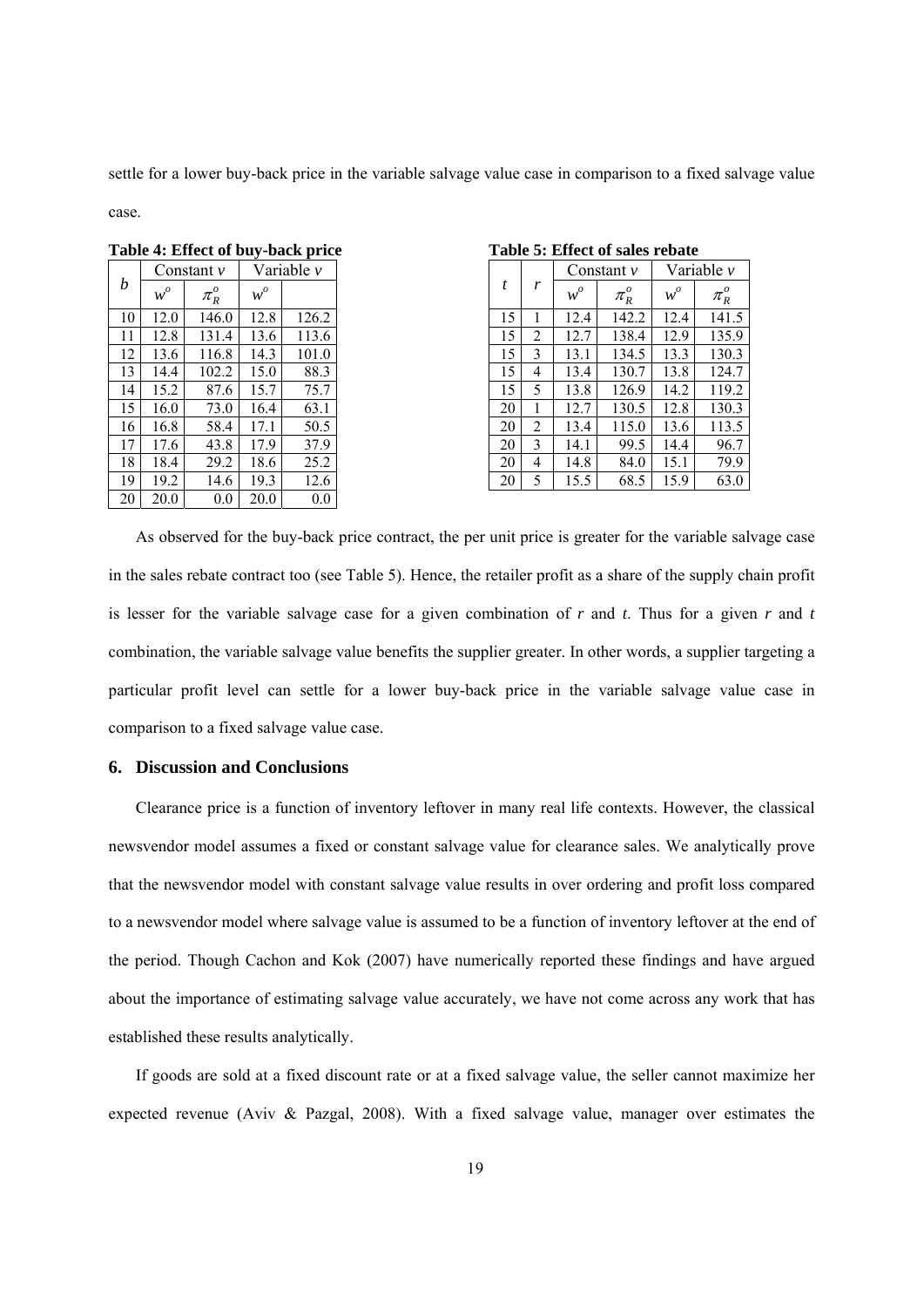settle for a lower buy-back price in the variable salvage value case in comparison to a fixed salvage value case.

**Table 4: Effect of buy-back price**

| $b$ | Constant $v$ | | Variable $v$ | |
|---|---|---|---|---|
| | $w^o$ | $\pi_R^o$ | $w^o$ | |
| 10 | 12.0 | 146.0 | 12.8 | 126.2 |
| 11 | 12.8 | 131.4 | 13.6 | 113.6 |
| 12 | 13.6 | 116.8 | 14.3 | 101.0 |
| 13 | 14.4 | 102.2 | 15.0 | 88.3 |
| 14 | 15.2 | 87.6 | 15.7 | 75.7 |
| 15 | 16.0 | 73.0 | 16.4 | 63.1 |
| 16 | 16.8 | 58.4 | 17.1 | 50.5 |
| 17 | 17.6 | 43.8 | 17.9 | 37.9 |
| 18 | 18.4 | 29.2 | 18.6 | 25.2 |
| 19 | 19.2 | 14.6 | 19.3 | 12.6 |
| 20 | 20.0 | 0.0 | 20.0 | 0.0 |

**Table 5: Effect of sales rebate**

| $t$ | $r$ | Constant $v$ | | Variable $v$ | |
|---|---|---|---|---|---|
| | | $w^o$ | $\pi_R^o$ | $w^o$ | $\pi_R^o$ |
| 15 | 1 | 12.4 | 142.2 | 12.4 | 141.5 |
| 15 | 2 | 12.7 | 138.4 | 12.9 | 135.9 |
| 15 | 3 | 13.1 | 134.5 | 13.3 | 130.3 |
| 15 | 4 | 13.4 | 130.7 | 13.8 | 124.7 |
| 15 | 5 | 13.8 | 126.9 | 14.2 | 119.2 |
| 20 | 1 | 12.7 | 130.5 | 12.8 | 130.3 |
| 20 | 2 | 13.4 | 115.0 | 13.6 | 113.5 |
| 20 | 3 | 14.1 | 99.5 | 14.4 | 96.7 |
| 20 | 4 | 14.8 | 84.0 | 15.1 | 79.9 |
| 20 | 5 | 15.5 | 68.5 | 15.9 | 63.0 |

As observed for the buy-back price contract, the per unit price is greater for the variable salvage case in the sales rebate contract too (see Table 5). Hence, the retailer profit as a share of the supply chain profit is lesser for the variable salvage case for a given combination of $r$ and $t$. Thus for a given $r$ and $t$ combination, the variable salvage value benefits the supplier greater. In other words, a supplier targeting a particular profit level can settle for a lower buy-back price in the variable salvage value case in comparison to a fixed salvage value case.

## 6. Discussion and Conclusions

Clearance price is a function of inventory leftover in many real life contexts. However, the classical newsvendor model assumes a fixed or constant salvage value for clearance sales. We analytically prove that the newsvendor model with constant salvage value results in over ordering and profit loss compared to a newsvendor model where salvage value is assumed to be a function of inventory leftover at the end of the period. Though Cachon and Kok (2007) have numerically reported these findings and have argued about the importance of estimating salvage value accurately, we have not come across any work that has established these results analytically.

If goods are sold at a fixed discount rate or at a fixed salvage value, the seller cannot maximize her expected revenue (Aviv & Pazgal, 2008). With a fixed salvage value, manager over estimates the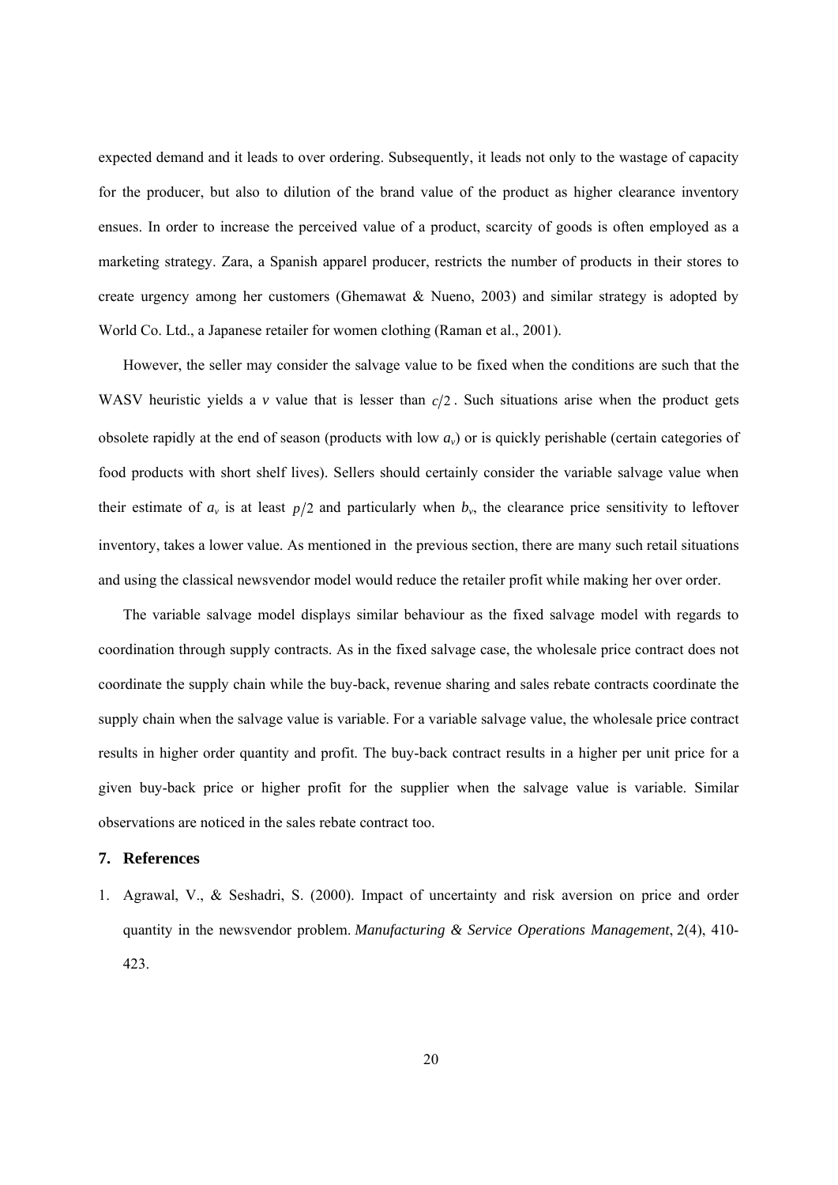expected demand and it leads to over ordering. Subsequently, it leads not only to the wastage of capacity for the producer, but also to dilution of the brand value of the product as higher clearance inventory ensues. In order to increase the perceived value of a product, scarcity of goods is often employed as a marketing strategy. Zara, a Spanish apparel producer, restricts the number of products in their stores to create urgency among her customers (Ghemawat & Nueno, 2003) and similar strategy is adopted by World Co. Ltd., a Japanese retailer for women clothing (Raman et al., 2001).

However, the seller may consider the salvage value to be fixed when the conditions are such that the WASV heuristic yields a $v$ value that is lesser than $c/2$. Such situations arise when the product gets obsolete rapidly at the end of season (products with low $a_v$) or is quickly perishable (certain categories of food products with short shelf lives). Sellers should certainly consider the variable salvage value when their estimate of $a_v$ is at least $p/2$ and particularly when $b_v$, the clearance price sensitivity to leftover inventory, takes a lower value. As mentioned in the previous section, there are many such retail situations and using the classical newsvendor model would reduce the retailer profit while making her over order.

The variable salvage model displays similar behaviour as the fixed salvage model with regards to coordination through supply contracts. As in the fixed salvage case, the wholesale price contract does not coordinate the supply chain while the buy-back, revenue sharing and sales rebate contracts coordinate the supply chain when the salvage value is variable. For a variable salvage value, the wholesale price contract results in higher order quantity and profit. The buy-back contract results in a higher per unit price for a given buy-back price or higher profit for the supplier when the salvage value is variable. Similar observations are noticed in the sales rebate contract too.

## 7. References

1. Agrawal, V., & Seshadri, S. (2000). Impact of uncertainty and risk aversion on price and order quantity in the newsvendor problem. *Manufacturing & Service Operations Management*, 2(4), 410-423.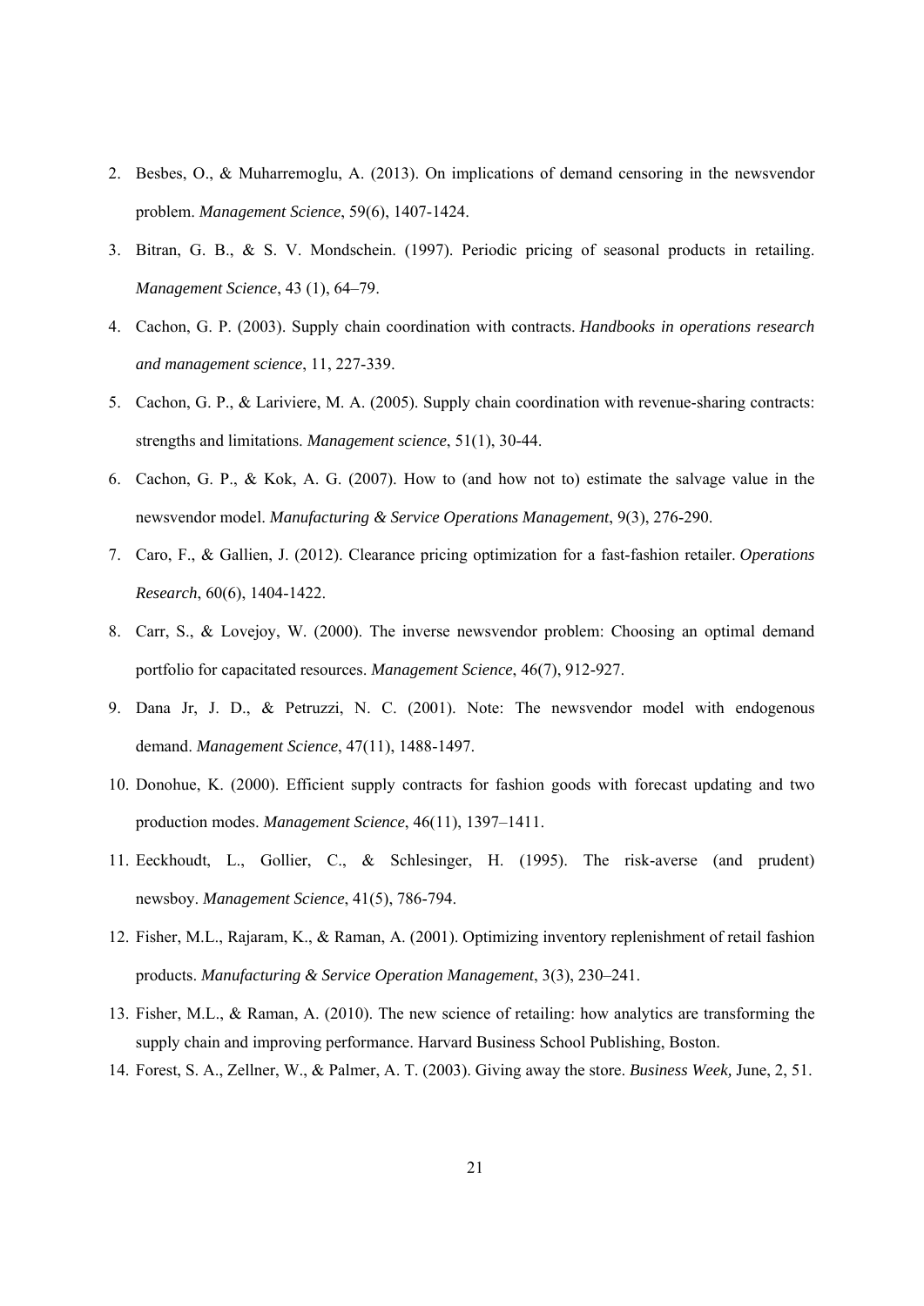2. Besbes, O., & Muharremoglu, A. (2013). On implications of demand censoring in the newsvendor problem. *Management Science*, 59(6), 1407-1424.
3. Bitran, G. B., & S. V. Mondschein. (1997). Periodic pricing of seasonal products in retailing. *Management Science*, 43 (1), 64–79.
4. Cachon, G. P. (2003). Supply chain coordination with contracts. *Handbooks in operations research and management science*, 11, 227-339.
5. Cachon, G. P., & Lariviere, M. A. (2005). Supply chain coordination with revenue-sharing contracts: strengths and limitations. *Management science*, 51(1), 30-44.
6. Cachon, G. P., & Kok, A. G. (2007). How to (and how not to) estimate the salvage value in the newsvendor model. *Manufacturing & Service Operations Management*, 9(3), 276-290.
7. Caro, F., & Gallien, J. (2012). Clearance pricing optimization for a fast-fashion retailer. *Operations Research*, 60(6), 1404-1422.
8. Carr, S., & Lovejoy, W. (2000). The inverse newsvendor problem: Choosing an optimal demand portfolio for capacitated resources. *Management Science*, 46(7), 912-927.
9. Dana Jr, J. D., & Petruzzi, N. C. (2001). Note: The newsvendor model with endogenous demand. *Management Science*, 47(11), 1488-1497.
10. Donohue, K. (2000). Efficient supply contracts for fashion goods with forecast updating and two production modes. *Management Science*, 46(11), 1397–1411.
11. Eeckhoudt, L., Gollier, C., & Schlesinger, H. (1995). The risk-averse (and prudent) newsboy. *Management Science*, 41(5), 786-794.
12. Fisher, M.L., Rajaram, K., & Raman, A. (2001). Optimizing inventory replenishment of retail fashion products. *Manufacturing & Service Operation Management*, 3(3), 230–241.
13. Fisher, M.L., & Raman, A. (2010). The new science of retailing: how analytics are transforming the supply chain and improving performance. Harvard Business School Publishing, Boston.
14. Forest, S. A., Zellner, W., & Palmer, A. T. (2003). Giving away the store. *Business Week,* June, 2, 51.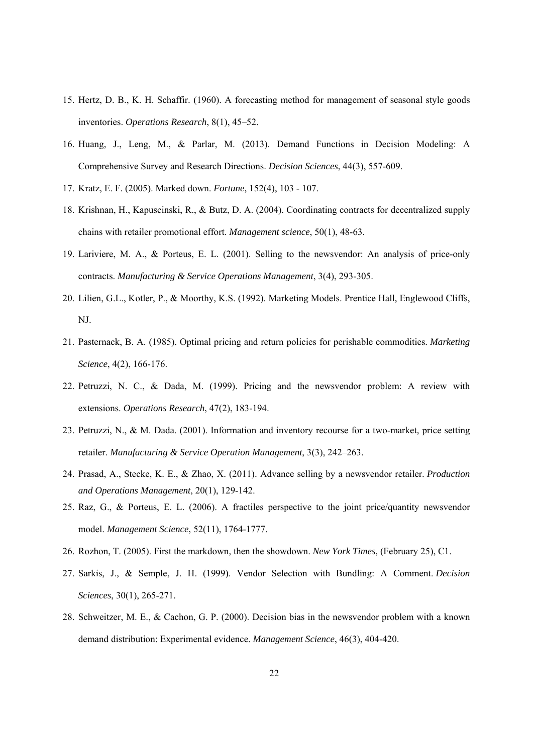15. Hertz, D. B., K. H. Schaffir. (1960). A forecasting method for management of seasonal style goods inventories. *Operations Research*, 8(1), 45–52.
16. Huang, J., Leng, M., & Parlar, M. (2013). Demand Functions in Decision Modeling: A Comprehensive Survey and Research Directions. *Decision Sciences*, 44(3), 557-609.
17. Kratz, E. F. (2005). Marked down. *Fortune*, 152(4), 103 - 107.
18. Krishnan, H., Kapuscinski, R., & Butz, D. A. (2004). Coordinating contracts for decentralized supply chains with retailer promotional effort. *Management science*, 50(1), 48-63.
19. Lariviere, M. A., & Porteus, E. L. (2001). Selling to the newsvendor: An analysis of price-only contracts. *Manufacturing & Service Operations Management*, 3(4), 293-305.
20. Lilien, G.L., Kotler, P., & Moorthy, K.S. (1992). Marketing Models. Prentice Hall, Englewood Cliffs, NJ.
21. Pasternack, B. A. (1985). Optimal pricing and return policies for perishable commodities. *Marketing Science*, 4(2), 166-176.
22. Petruzzi, N. C., & Dada, M. (1999). Pricing and the newsvendor problem: A review with extensions. *Operations Research*, 47(2), 183-194.
23. Petruzzi, N., & M. Dada. (2001). Information and inventory recourse for a two-market, price setting retailer. *Manufacturing & Service Operation Management*, 3(3), 242–263.
24. Prasad, A., Stecke, K. E., & Zhao, X. (2011). Advance selling by a newsvendor retailer. *Production and Operations Management*, 20(1), 129-142.
25. Raz, G., & Porteus, E. L. (2006). A fractiles perspective to the joint price/quantity newsvendor model. *Management Science*, 52(11), 1764-1777.
26. Rozhon, T. (2005). First the markdown, then the showdown. *New York Times*, (February 25), C1.
27. Sarkis, J., & Semple, J. H. (1999). Vendor Selection with Bundling: A Comment. *Decision Sciences*, 30(1), 265-271.
28. Schweitzer, M. E., & Cachon, G. P. (2000). Decision bias in the newsvendor problem with a known demand distribution: Experimental evidence. *Management Science*, 46(3), 404-420.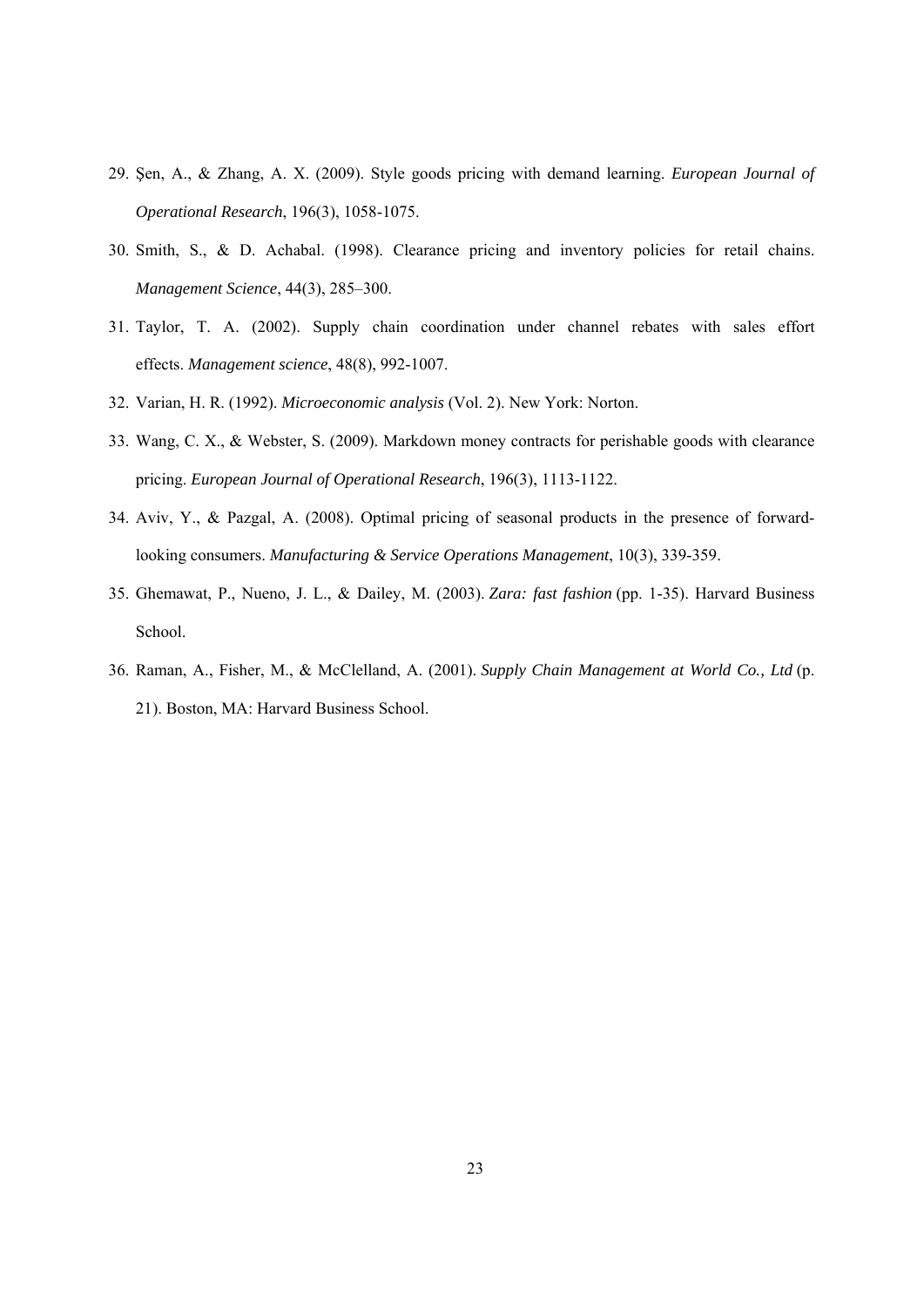29. Şen, A., & Zhang, A. X. (2009). Style goods pricing with demand learning. *European Journal of Operational Research*, 196(3), 1058-1075.
30. Smith, S., & D. Achabal. (1998). Clearance pricing and inventory policies for retail chains. *Management Science*, 44(3), 285–300.
31. Taylor, T. A. (2002). Supply chain coordination under channel rebates with sales effort effects. *Management science*, 48(8), 992-1007.
32. Varian, H. R. (1992). *Microeconomic analysis* (Vol. 2). New York: Norton.
33. Wang, C. X., & Webster, S. (2009). Markdown money contracts for perishable goods with clearance pricing. *European Journal of Operational Research*, 196(3), 1113-1122.
34. Aviv, Y., & Pazgal, A. (2008). Optimal pricing of seasonal products in the presence of forward-looking consumers. *Manufacturing & Service Operations Management*, 10(3), 339-359.
35. Ghemawat, P., Nueno, J. L., & Dailey, M. (2003). *Zara: fast fashion* (pp. 1-35). Harvard Business School.
36. Raman, A., Fisher, M., & McClelland, A. (2001). *Supply Chain Management at World Co., Ltd* (p. 21). Boston, MA: Harvard Business School.